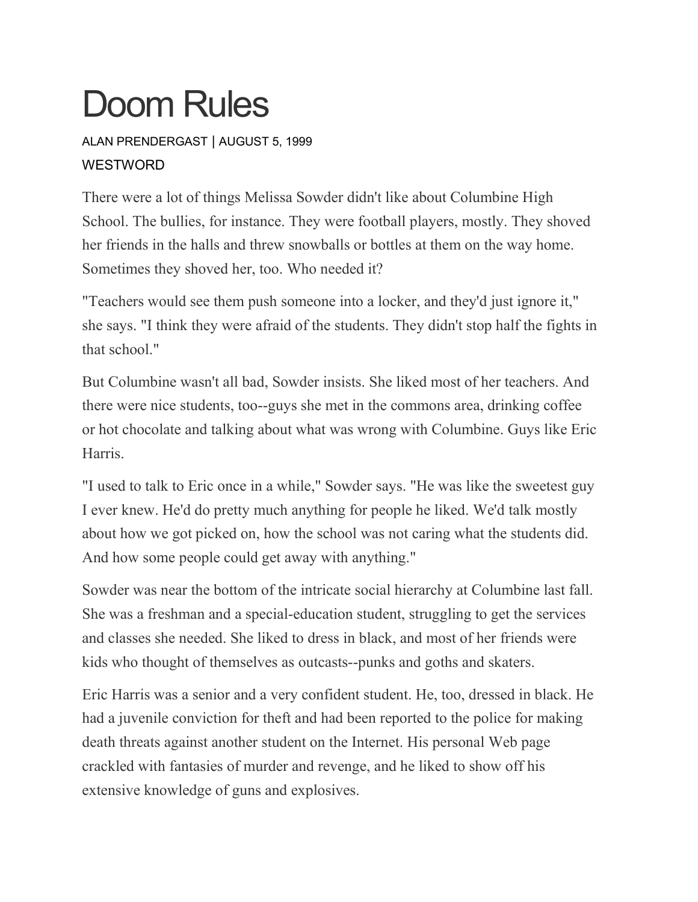# Doom Rules

ALAN PRENDERGAST | AUGUST 5, 1999

WESTWORD

There were a lot of things Melissa Sowder didn't like about Columbine High School. The bullies, for instance. They were football players, mostly. They shoved her friends in the halls and threw snowballs or bottles at them on the way home. Sometimes they shoved her, too. Who needed it?

"Teachers would see them push someone into a locker, and they'd just ignore it," she says. "I think they were afraid of the students. They didn't stop half the fights in that school."

But Columbine wasn't all bad, Sowder insists. She liked most of her teachers. And there were nice students, too--guys she met in the commons area, drinking coffee or hot chocolate and talking about what was wrong with Columbine. Guys like Eric Harris.

"I used to talk to Eric once in a while," Sowder says. "He was like the sweetest guy I ever knew. He'd do pretty much anything for people he liked. We'd talk mostly about how we got picked on, how the school was not caring what the students did. And how some people could get away with anything."

Sowder was near the bottom of the intricate social hierarchy at Columbine last fall. She was a freshman and a special-education student, struggling to get the services and classes she needed. She liked to dress in black, and most of her friends were kids who thought of themselves as outcasts--punks and goths and skaters.

Eric Harris was a senior and a very confident student. He, too, dressed in black. He had a juvenile conviction for theft and had been reported to the police for making death threats against another student on the Internet. His personal Web page crackled with fantasies of murder and revenge, and he liked to show off his extensive knowledge of guns and explosives.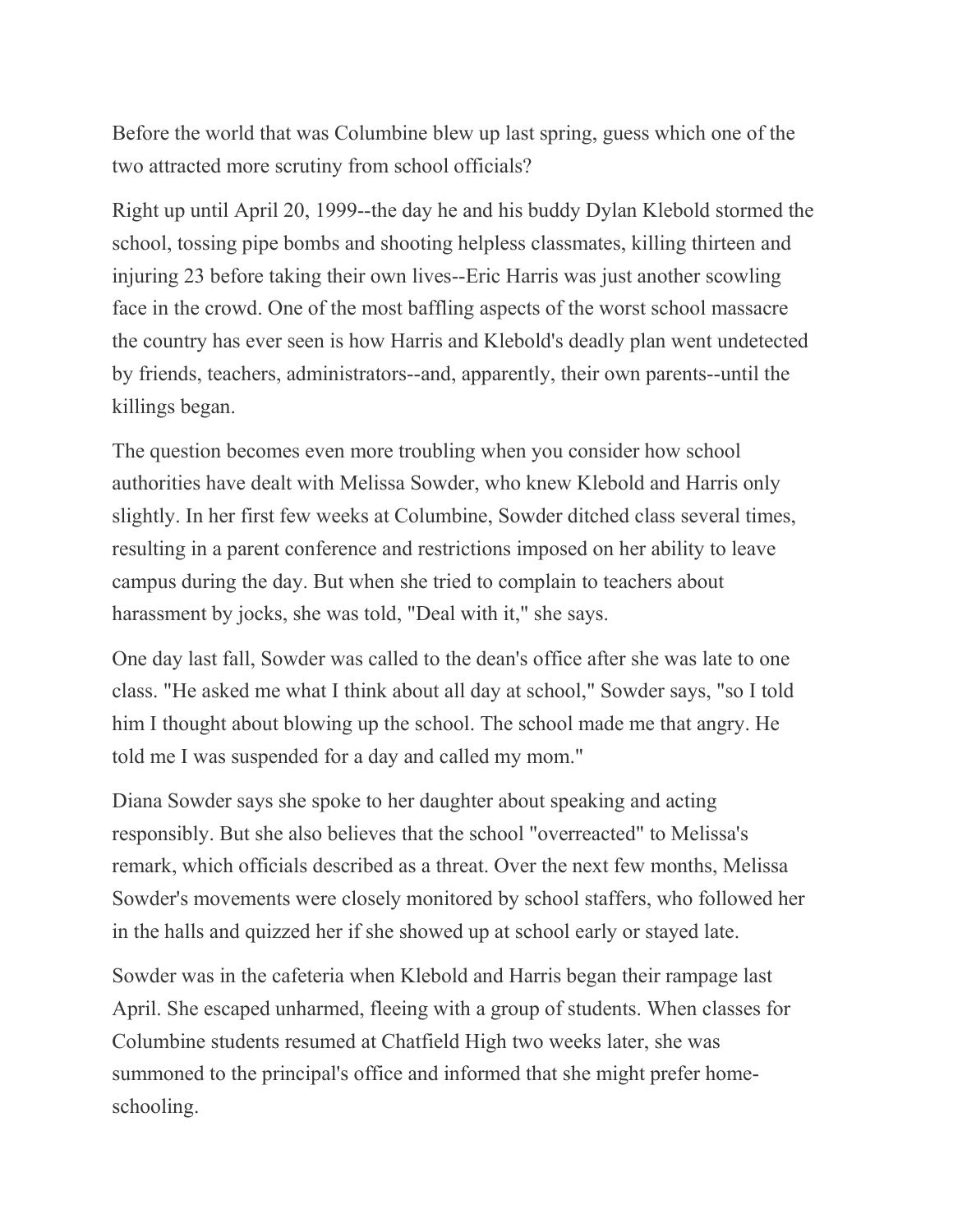Before the world that was Columbine blew up last spring, guess which one of the two attracted more scrutiny from school officials?

Right up until April 20, 1999--the day he and his buddy Dylan Klebold stormed the school, tossing pipe bombs and shooting helpless classmates, killing thirteen and injuring 23 before taking their own lives--Eric Harris was just another scowling face in the crowd. One of the most baffling aspects of the worst school massacre the country has ever seen is how Harris and Klebold's deadly plan went undetected by friends, teachers, administrators--and, apparently, their own parents--until the killings began.

The question becomes even more troubling when you consider how school authorities have dealt with Melissa Sowder, who knew Klebold and Harris only slightly. In her first few weeks at Columbine, Sowder ditched class several times, resulting in a parent conference and restrictions imposed on her ability to leave campus during the day. But when she tried to complain to teachers about harassment by jocks, she was told, "Deal with it," she says.

One day last fall, Sowder was called to the dean's office after she was late to one class. "He asked me what I think about all day at school," Sowder says, "so I told him I thought about blowing up the school. The school made me that angry. He told me I was suspended for a day and called my mom."

Diana Sowder says she spoke to her daughter about speaking and acting responsibly. But she also believes that the school "overreacted" to Melissa's remark, which officials described as a threat. Over the next few months, Melissa Sowder's movements were closely monitored by school staffers, who followed her in the halls and quizzed her if she showed up at school early or stayed late.

Sowder was in the cafeteria when Klebold and Harris began their rampage last April. She escaped unharmed, fleeing with a group of students. When classes for Columbine students resumed at Chatfield High two weeks later, she was summoned to the principal's office and informed that she might prefer home-schooling.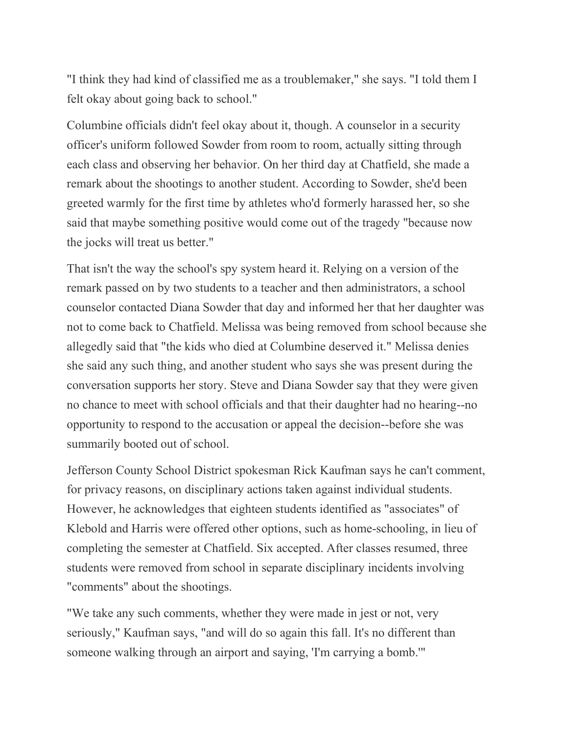"I think they had kind of classified me as a troublemaker," she says. "I told them I felt okay about going back to school."

Columbine officials didn't feel okay about it, though. A counselor in a security officer's uniform followed Sowder from room to room, actually sitting through each class and observing her behavior. On her third day at Chatfield, she made a remark about the shootings to another student. According to Sowder, she'd been greeted warmly for the first time by athletes who'd formerly harassed her, so she said that maybe something positive would come out of the tragedy "because now the jocks will treat us better."

That isn't the way the school's spy system heard it. Relying on a version of the remark passed on by two students to a teacher and then administrators, a school counselor contacted Diana Sowder that day and informed her that her daughter was not to come back to Chatfield. Melissa was being removed from school because she allegedly said that "the kids who died at Columbine deserved it." Melissa denies she said any such thing, and another student who says she was present during the conversation supports her story. Steve and Diana Sowder say that they were given no chance to meet with school officials and that their daughter had no hearing--no opportunity to respond to the accusation or appeal the decision--before she was summarily booted out of school.

Jefferson County School District spokesman Rick Kaufman says he can't comment, for privacy reasons, on disciplinary actions taken against individual students. However, he acknowledges that eighteen students identified as "associates" of Klebold and Harris were offered other options, such as home-schooling, in lieu of completing the semester at Chatfield. Six accepted. After classes resumed, three students were removed from school in separate disciplinary incidents involving "comments" about the shootings.

"We take any such comments, whether they were made in jest or not, very seriously," Kaufman says, "and will do so again this fall. It's no different than someone walking through an airport and saying, 'I'm carrying a bomb.'"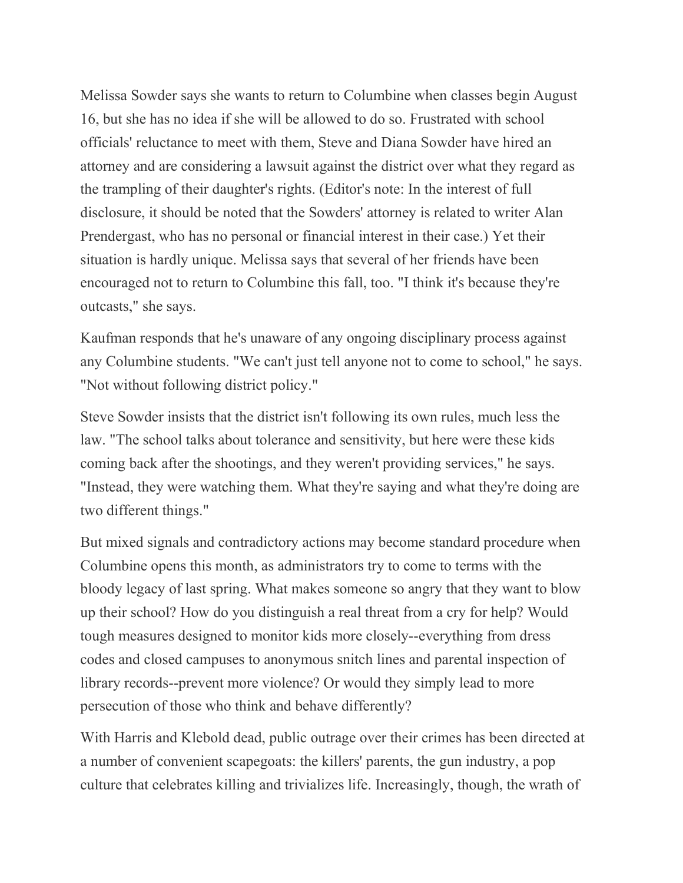Melissa Sowder says she wants to return to Columbine when classes begin August 16, but she has no idea if she will be allowed to do so. Frustrated with school officials' reluctance to meet with them, Steve and Diana Sowder have hired an attorney and are considering a lawsuit against the district over what they regard as the trampling of their daughter's rights. (Editor's note: In the interest of full disclosure, it should be noted that the Sowders' attorney is related to writer Alan Prendergast, who has no personal or financial interest in their case.) Yet their situation is hardly unique. Melissa says that several of her friends have been encouraged not to return to Columbine this fall, too. "I think it's because they're outcasts," she says.

Kaufman responds that he's unaware of any ongoing disciplinary process against any Columbine students. "We can't just tell anyone not to come to school," he says. "Not without following district policy."

Steve Sowder insists that the district isn't following its own rules, much less the law. "The school talks about tolerance and sensitivity, but here were these kids coming back after the shootings, and they weren't providing services," he says. "Instead, they were watching them. What they're saying and what they're doing are two different things."

But mixed signals and contradictory actions may become standard procedure when Columbine opens this month, as administrators try to come to terms with the bloody legacy of last spring. What makes someone so angry that they want to blow up their school? How do you distinguish a real threat from a cry for help? Would tough measures designed to monitor kids more closely--everything from dress codes and closed campuses to anonymous snitch lines and parental inspection of library records--prevent more violence? Or would they simply lead to more persecution of those who think and behave differently?

With Harris and Klebold dead, public outrage over their crimes has been directed at a number of convenient scapegoats: the killers' parents, the gun industry, a pop culture that celebrates killing and trivializes life. Increasingly, though, the wrath of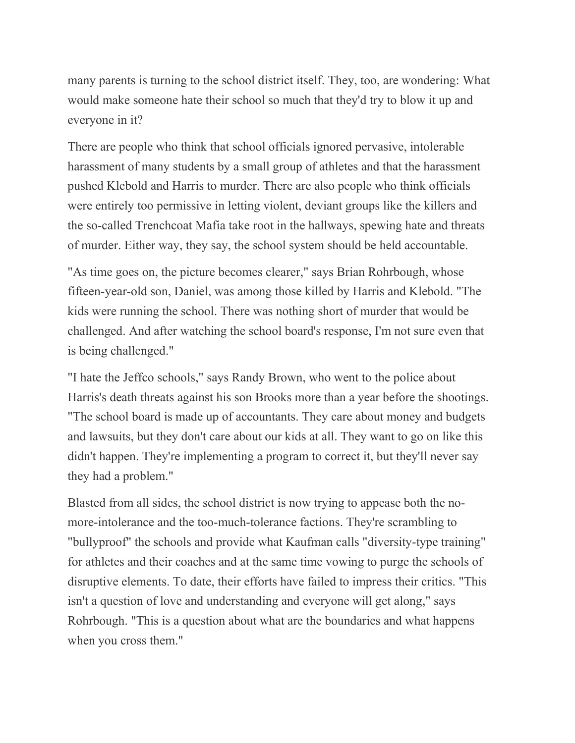many parents is turning to the school district itself. They, too, are wondering: What would make someone hate their school so much that they'd try to blow it up and everyone in it?

There are people who think that school officials ignored pervasive, intolerable harassment of many students by a small group of athletes and that the harassment pushed Klebold and Harris to murder. There are also people who think officials were entirely too permissive in letting violent, deviant groups like the killers and the so-called Trenchcoat Mafia take root in the hallways, spewing hate and threats of murder. Either way, they say, the school system should be held accountable.

"As time goes on, the picture becomes clearer," says Brian Rohrbough, whose fifteen-year-old son, Daniel, was among those killed by Harris and Klebold. "The kids were running the school. There was nothing short of murder that would be challenged. And after watching the school board's response, I'm not sure even that is being challenged."

"I hate the Jeffco schools," says Randy Brown, who went to the police about Harris's death threats against his son Brooks more than a year before the shootings. "The school board is made up of accountants. They care about money and budgets and lawsuits, but they don't care about our kids at all. They want to go on like this didn't happen. They're implementing a program to correct it, but they'll never say they had a problem."

Blasted from all sides, the school district is now trying to appease both the no-more-intolerance and the too-much-tolerance factions. They're scrambling to "bullyproof" the schools and provide what Kaufman calls "diversity-type training" for athletes and their coaches and at the same time vowing to purge the schools of disruptive elements. To date, their efforts have failed to impress their critics. "This isn't a question of love and understanding and everyone will get along," says Rohrbough. "This is a question about what are the boundaries and what happens when you cross them."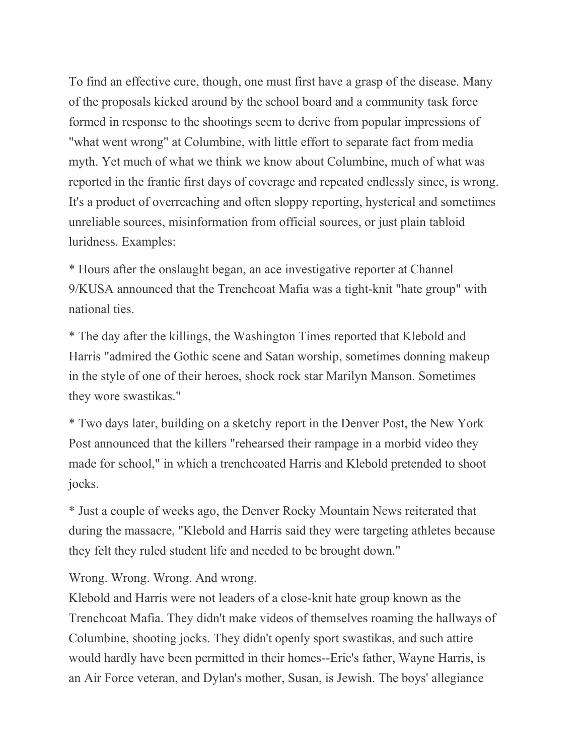To find an effective cure, though, one must first have a grasp of the disease. Many of the proposals kicked around by the school board and a community task force formed in response to the shootings seem to derive from popular impressions of "what went wrong" at Columbine, with little effort to separate fact from media myth. Yet much of what we think we know about Columbine, much of what was reported in the frantic first days of coverage and repeated endlessly since, is wrong. It's a product of overreaching and often sloppy reporting, hysterical and sometimes unreliable sources, misinformation from official sources, or just plain tabloid luridness. Examples:

* Hours after the onslaught began, an ace investigative reporter at Channel 9/KUSA announced that the Trenchcoat Mafia was a tight-knit "hate group" with national ties.

* The day after the killings, the Washington Times reported that Klebold and Harris "admired the Gothic scene and Satan worship, sometimes donning makeup in the style of one of their heroes, shock rock star Marilyn Manson. Sometimes they wore swastikas."

* Two days later, building on a sketchy report in the Denver Post, the New York Post announced that the killers "rehearsed their rampage in a morbid video they made for school," in which a trenchcoated Harris and Klebold pretended to shoot jocks.

* Just a couple of weeks ago, the Denver Rocky Mountain News reiterated that during the massacre, "Klebold and Harris said they were targeting athletes because they felt they ruled student life and needed to be brought down."

Wrong. Wrong. Wrong. And wrong.

Klebold and Harris were not leaders of a close-knit hate group known as the Trenchcoat Mafia. They didn't make videos of themselves roaming the hallways of Columbine, shooting jocks. They didn't openly sport swastikas, and such attire would hardly have been permitted in their homes--Eric's father, Wayne Harris, is an Air Force veteran, and Dylan's mother, Susan, is Jewish. The boys' allegiance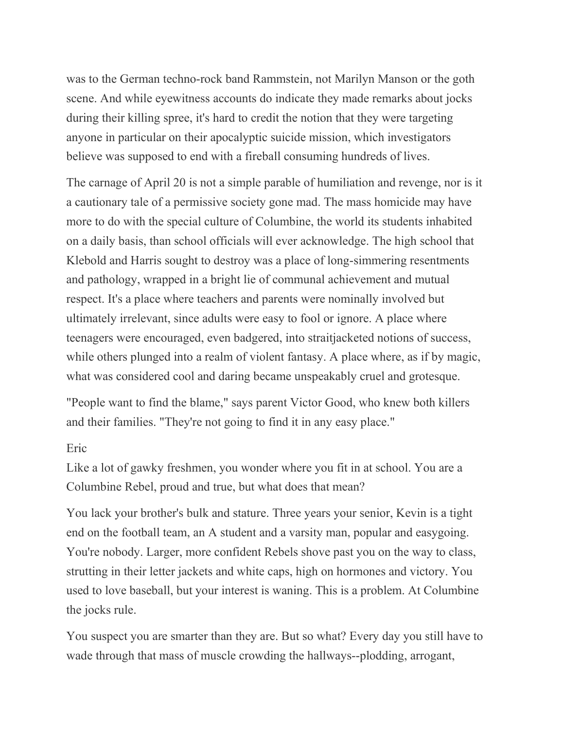was to the German techno-rock band Rammstein, not Marilyn Manson or the goth scene. And while eyewitness accounts do indicate they made remarks about jocks during their killing spree, it's hard to credit the notion that they were targeting anyone in particular on their apocalyptic suicide mission, which investigators believe was supposed to end with a fireball consuming hundreds of lives.

The carnage of April 20 is not a simple parable of humiliation and revenge, nor is it a cautionary tale of a permissive society gone mad. The mass homicide may have more to do with the special culture of Columbine, the world its students inhabited on a daily basis, than school officials will ever acknowledge. The high school that Klebold and Harris sought to destroy was a place of long-simmering resentments and pathology, wrapped in a bright lie of communal achievement and mutual respect. It's a place where teachers and parents were nominally involved but ultimately irrelevant, since adults were easy to fool or ignore. A place where teenagers were encouraged, even badgered, into straitjacketed notions of success, while others plunged into a realm of violent fantasy. A place where, as if by magic, what was considered cool and daring became unspeakably cruel and grotesque.

"People want to find the blame," says parent Victor Good, who knew both killers and their families. "They're not going to find it in any easy place."

Eric

Like a lot of gawky freshmen, you wonder where you fit in at school. You are a Columbine Rebel, proud and true, but what does that mean?

You lack your brother's bulk and stature. Three years your senior, Kevin is a tight end on the football team, an A student and a varsity man, popular and easygoing. You're nobody. Larger, more confident Rebels shove past you on the way to class, strutting in their letter jackets and white caps, high on hormones and victory. You used to love baseball, but your interest is waning. This is a problem. At Columbine the jocks rule.

You suspect you are smarter than they are. But so what? Every day you still have to wade through that mass of muscle crowding the hallways--plodding, arrogant,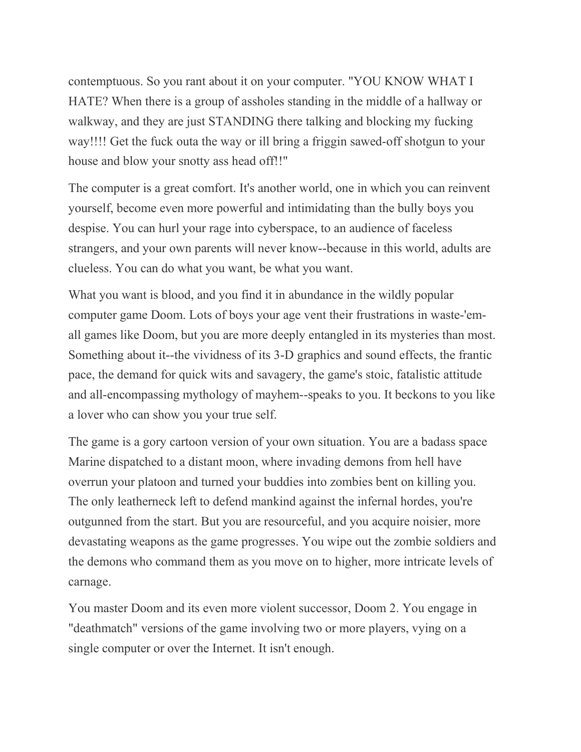contemptuous. So you rant about it on your computer. "YOU KNOW WHAT I HATE? When there is a group of assholes standing in the middle of a hallway or walkway, and they are just STANDING there talking and blocking my fucking way!!!! Get the fuck outa the way or ill bring a friggin sawed-off shotgun to your house and blow your snotty ass head off!!"

The computer is a great comfort. It's another world, one in which you can reinvent yourself, become even more powerful and intimidating than the bully boys you despise. You can hurl your rage into cyberspace, to an audience of faceless strangers, and your own parents will never know--because in this world, adults are clueless. You can do what you want, be what you want.

What you want is blood, and you find it in abundance in the wildly popular computer game Doom. Lots of boys your age vent their frustrations in waste-'em-all games like Doom, but you are more deeply entangled in its mysteries than most. Something about it--the vividness of its 3-D graphics and sound effects, the frantic pace, the demand for quick wits and savagery, the game's stoic, fatalistic attitude and all-encompassing mythology of mayhem--speaks to you. It beckons to you like a lover who can show you your true self.

The game is a gory cartoon version of your own situation. You are a badass space Marine dispatched to a distant moon, where invading demons from hell have overrun your platoon and turned your buddies into zombies bent on killing you. The only leatherneck left to defend mankind against the infernal hordes, you're outgunned from the start. But you are resourceful, and you acquire noisier, more devastating weapons as the game progresses. You wipe out the zombie soldiers and the demons who command them as you move on to higher, more intricate levels of carnage.

You master Doom and its even more violent successor, Doom 2. You engage in "deathmatch" versions of the game involving two or more players, vying on a single computer or over the Internet. It isn't enough.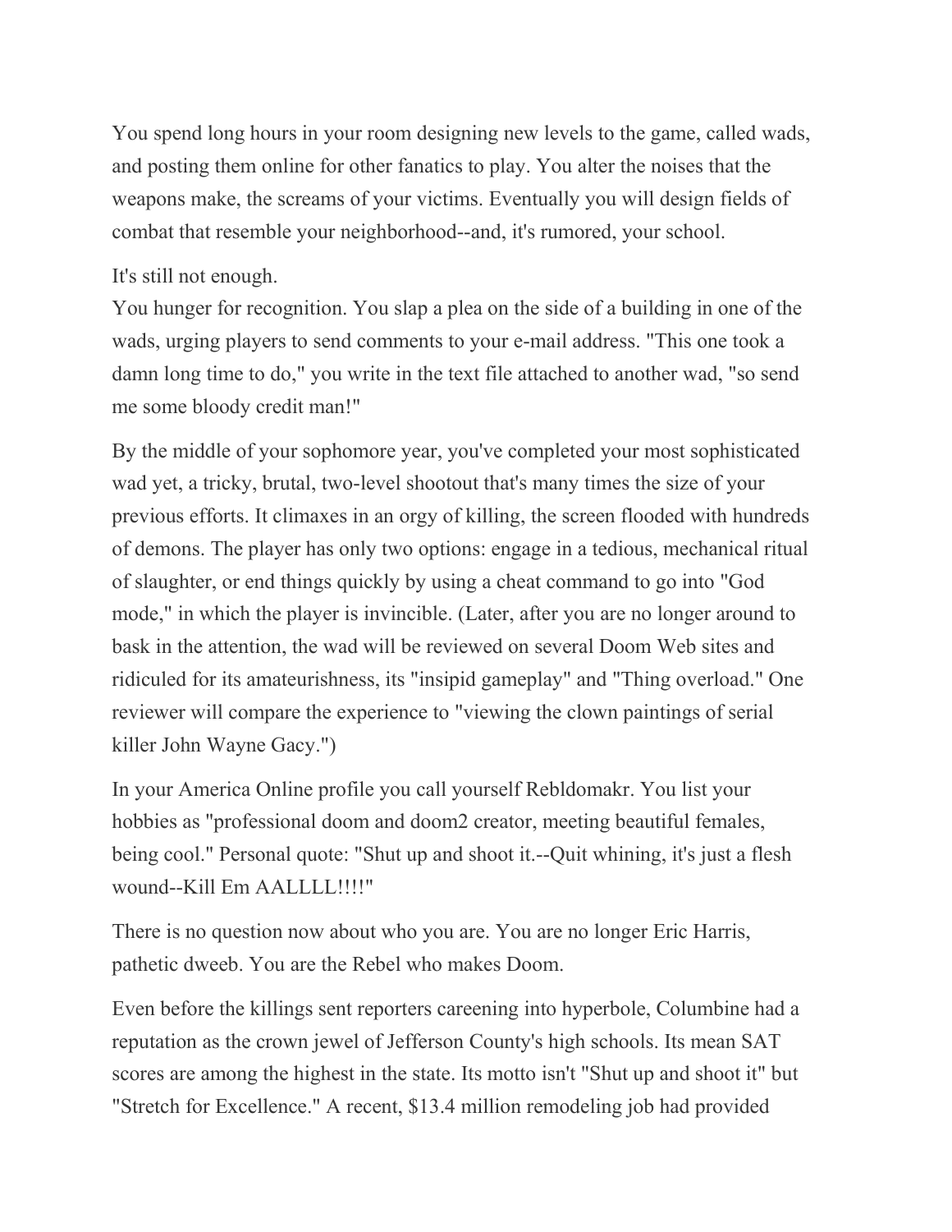You spend long hours in your room designing new levels to the game, called wads, and posting them online for other fanatics to play. You alter the noises that the weapons make, the screams of your victims. Eventually you will design fields of combat that resemble your neighborhood--and, it's rumored, your school.

It's still not enough.
You hunger for recognition. You slap a plea on the side of a building in one of the wads, urging players to send comments to your e-mail address. "This one took a damn long time to do," you write in the text file attached to another wad, "so send me some bloody credit man!"

By the middle of your sophomore year, you've completed your most sophisticated wad yet, a tricky, brutal, two-level shootout that's many times the size of your previous efforts. It climaxes in an orgy of killing, the screen flooded with hundreds of demons. The player has only two options: engage in a tedious, mechanical ritual of slaughter, or end things quickly by using a cheat command to go into "God mode," in which the player is invincible. (Later, after you are no longer around to bask in the attention, the wad will be reviewed on several Doom Web sites and ridiculed for its amateurishness, its "insipid gameplay" and "Thing overload." One reviewer will compare the experience to "viewing the clown paintings of serial killer John Wayne Gacy.")

In your America Online profile you call yourself Rebldomakr. You list your hobbies as "professional doom and doom2 creator, meeting beautiful females, being cool." Personal quote: "Shut up and shoot it.--Quit whining, it's just a flesh wound--Kill Em AALLLL!!!!"

There is no question now about who you are. You are no longer Eric Harris, pathetic dweeb. You are the Rebel who makes Doom.

Even before the killings sent reporters careening into hyperbole, Columbine had a reputation as the crown jewel of Jefferson County's high schools. Its mean SAT scores are among the highest in the state. Its motto isn't "Shut up and shoot it" but "Stretch for Excellence." A recent, $13.4 million remodeling job had provided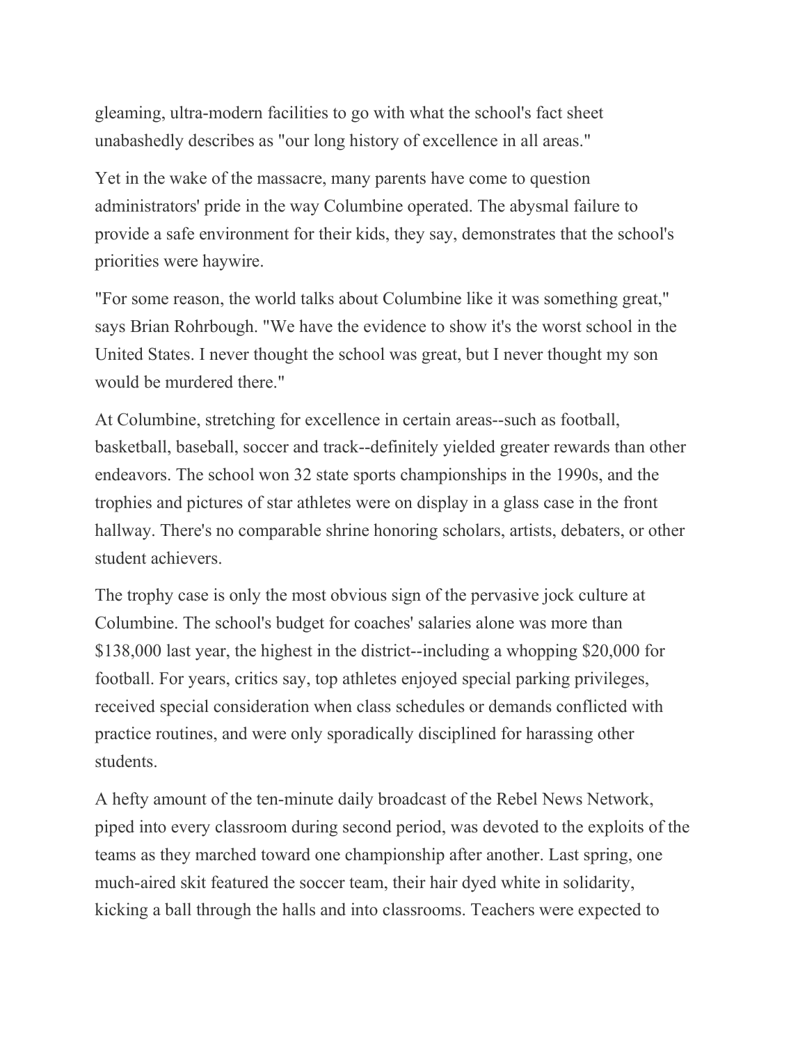gleaming, ultra-modern facilities to go with what the school's fact sheet unabashedly describes as "our long history of excellence in all areas."

Yet in the wake of the massacre, many parents have come to question administrators' pride in the way Columbine operated. The abysmal failure to provide a safe environment for their kids, they say, demonstrates that the school's priorities were haywire.

"For some reason, the world talks about Columbine like it was something great," says Brian Rohrbough. "We have the evidence to show it's the worst school in the United States. I never thought the school was great, but I never thought my son would be murdered there."

At Columbine, stretching for excellence in certain areas--such as football, basketball, baseball, soccer and track--definitely yielded greater rewards than other endeavors. The school won 32 state sports championships in the 1990s, and the trophies and pictures of star athletes were on display in a glass case in the front hallway. There's no comparable shrine honoring scholars, artists, debaters, or other student achievers.

The trophy case is only the most obvious sign of the pervasive jock culture at Columbine. The school's budget for coaches' salaries alone was more than $138,000 last year, the highest in the district--including a whopping $20,000 for football. For years, critics say, top athletes enjoyed special parking privileges, received special consideration when class schedules or demands conflicted with practice routines, and were only sporadically disciplined for harassing other students.

A hefty amount of the ten-minute daily broadcast of the Rebel News Network, piped into every classroom during second period, was devoted to the exploits of the teams as they marched toward one championship after another. Last spring, one much-aired skit featured the soccer team, their hair dyed white in solidarity, kicking a ball through the halls and into classrooms. Teachers were expected to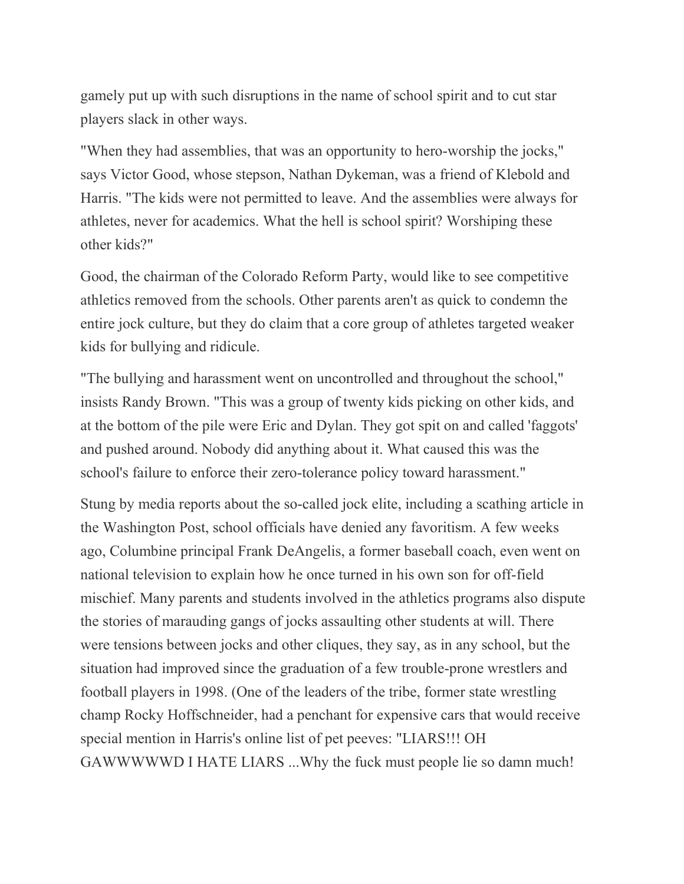gamely put up with such disruptions in the name of school spirit and to cut star players slack in other ways.

"When they had assemblies, that was an opportunity to hero-worship the jocks," says Victor Good, whose stepson, Nathan Dykeman, was a friend of Klebold and Harris. "The kids were not permitted to leave. And the assemblies were always for athletes, never for academics. What the hell is school spirit? Worshiping these other kids?"

Good, the chairman of the Colorado Reform Party, would like to see competitive athletics removed from the schools. Other parents aren't as quick to condemn the entire jock culture, but they do claim that a core group of athletes targeted weaker kids for bullying and ridicule.

"The bullying and harassment went on uncontrolled and throughout the school," insists Randy Brown. "This was a group of twenty kids picking on other kids, and at the bottom of the pile were Eric and Dylan. They got spit on and called 'faggots' and pushed around. Nobody did anything about it. What caused this was the school's failure to enforce their zero-tolerance policy toward harassment."

Stung by media reports about the so-called jock elite, including a scathing article in the Washington Post, school officials have denied any favoritism. A few weeks ago, Columbine principal Frank DeAngelis, a former baseball coach, even went on national television to explain how he once turned in his own son for off-field mischief. Many parents and students involved in the athletics programs also dispute the stories of marauding gangs of jocks assaulting other students at will. There were tensions between jocks and other cliques, they say, as in any school, but the situation had improved since the graduation of a few trouble-prone wrestlers and football players in 1998. (One of the leaders of the tribe, former state wrestling champ Rocky Hoffschneider, had a penchant for expensive cars that would receive special mention in Harris's online list of pet peeves: "LIARS!!! OH GAWWWWWD I HATE LIARS ...Why the fuck must people lie so damn much!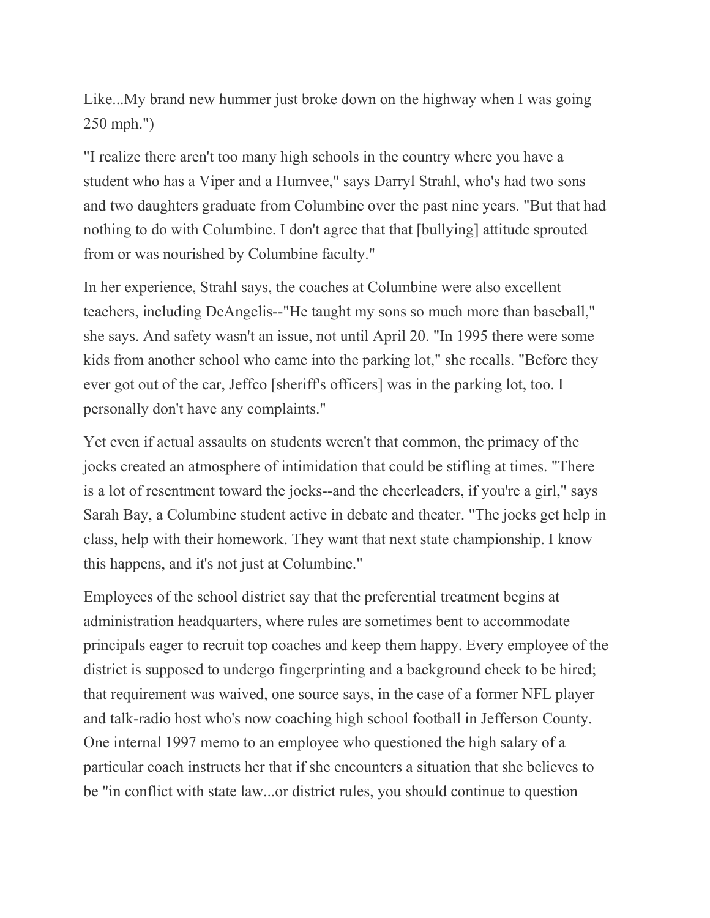Like...My brand new hummer just broke down on the highway when I was going 250 mph.")

"I realize there aren't too many high schools in the country where you have a student who has a Viper and a Humvee," says Darryl Strahl, who's had two sons and two daughters graduate from Columbine over the past nine years. "But that had nothing to do with Columbine. I don't agree that that [bullying] attitude sprouted from or was nourished by Columbine faculty."

In her experience, Strahl says, the coaches at Columbine were also excellent teachers, including DeAngelis--"He taught my sons so much more than baseball," she says. And safety wasn't an issue, not until April 20. "In 1995 there were some kids from another school who came into the parking lot," she recalls. "Before they ever got out of the car, Jeffco [sheriff's officers] was in the parking lot, too. I personally don't have any complaints."

Yet even if actual assaults on students weren't that common, the primacy of the jocks created an atmosphere of intimidation that could be stifling at times. "There is a lot of resentment toward the jocks--and the cheerleaders, if you're a girl," says Sarah Bay, a Columbine student active in debate and theater. "The jocks get help in class, help with their homework. They want that next state championship. I know this happens, and it's not just at Columbine."

Employees of the school district say that the preferential treatment begins at administration headquarters, where rules are sometimes bent to accommodate principals eager to recruit top coaches and keep them happy. Every employee of the district is supposed to undergo fingerprinting and a background check to be hired; that requirement was waived, one source says, in the case of a former NFL player and talk-radio host who's now coaching high school football in Jefferson County. One internal 1997 memo to an employee who questioned the high salary of a particular coach instructs her that if she encounters a situation that she believes to be "in conflict with state law...or district rules, you should continue to question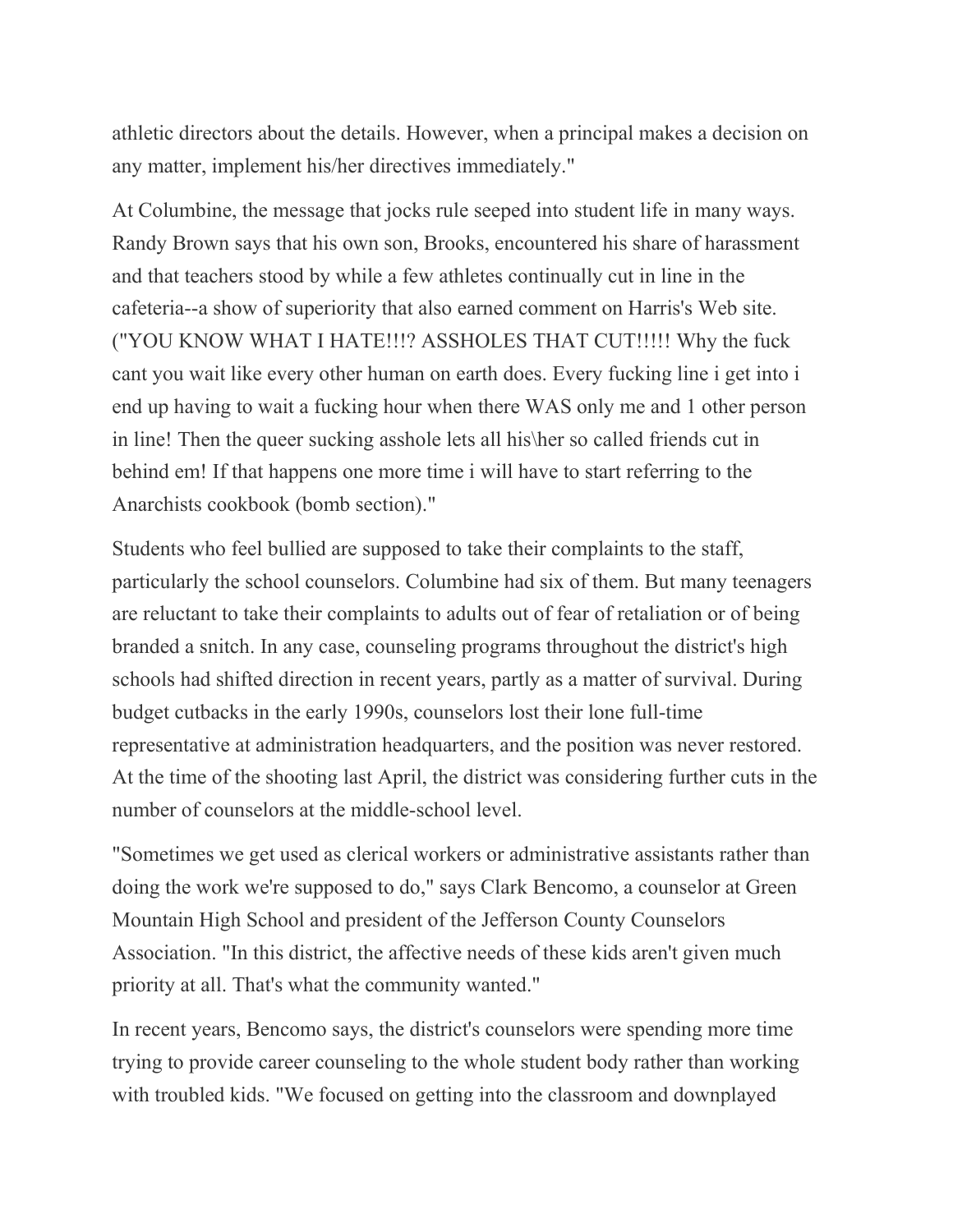athletic directors about the details. However, when a principal makes a decision on any matter, implement his/her directives immediately."

At Columbine, the message that jocks rule seeped into student life in many ways. Randy Brown says that his own son, Brooks, encountered his share of harassment and that teachers stood by while a few athletes continually cut in line in the cafeteria--a show of superiority that also earned comment on Harris's Web site. ("YOU KNOW WHAT I HATE!!!? ASSHOLES THAT CUT!!!!! Why the fuck cant you wait like every other human on earth does. Every fucking line i get into i end up having to wait a fucking hour when there WAS only me and 1 other person in line! Then the queer sucking asshole lets all his\her so called friends cut in behind em! If that happens one more time i will have to start referring to the Anarchists cookbook (bomb section)."

Students who feel bullied are supposed to take their complaints to the staff, particularly the school counselors. Columbine had six of them. But many teenagers are reluctant to take their complaints to adults out of fear of retaliation or of being branded a snitch. In any case, counseling programs throughout the district's high schools had shifted direction in recent years, partly as a matter of survival. During budget cutbacks in the early 1990s, counselors lost their lone full-time representative at administration headquarters, and the position was never restored. At the time of the shooting last April, the district was considering further cuts in the number of counselors at the middle-school level.

"Sometimes we get used as clerical workers or administrative assistants rather than doing the work we're supposed to do," says Clark Bencomo, a counselor at Green Mountain High School and president of the Jefferson County Counselors Association. "In this district, the affective needs of these kids aren't given much priority at all. That's what the community wanted."

In recent years, Bencomo says, the district's counselors were spending more time trying to provide career counseling to the whole student body rather than working with troubled kids. "We focused on getting into the classroom and downplayed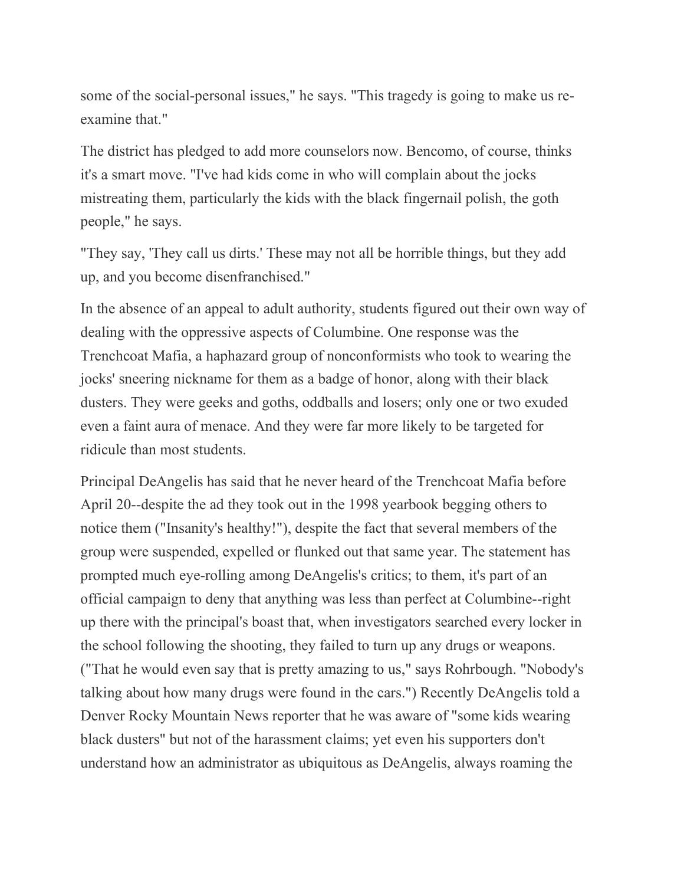some of the social-personal issues," he says. "This tragedy is going to make us re-examine that."

The district has pledged to add more counselors now. Bencomo, of course, thinks it's a smart move. "I've had kids come in who will complain about the jocks mistreating them, particularly the kids with the black fingernail polish, the goth people," he says.

"They say, 'They call us dirts.' These may not all be horrible things, but they add up, and you become disenfranchised."

In the absence of an appeal to adult authority, students figured out their own way of dealing with the oppressive aspects of Columbine. One response was the Trenchcoat Mafia, a haphazard group of nonconformists who took to wearing the jocks' sneering nickname for them as a badge of honor, along with their black dusters. They were geeks and goths, oddballs and losers; only one or two exuded even a faint aura of menace. And they were far more likely to be targeted for ridicule than most students.

Principal DeAngelis has said that he never heard of the Trenchcoat Mafia before April 20--despite the ad they took out in the 1998 yearbook begging others to notice them ("Insanity's healthy!"), despite the fact that several members of the group were suspended, expelled or flunked out that same year. The statement has prompted much eye-rolling among DeAngelis's critics; to them, it's part of an official campaign to deny that anything was less than perfect at Columbine--right up there with the principal's boast that, when investigators searched every locker in the school following the shooting, they failed to turn up any drugs or weapons. ("That he would even say that is pretty amazing to us," says Rohrbough. "Nobody's talking about how many drugs were found in the cars.") Recently DeAngelis told a Denver Rocky Mountain News reporter that he was aware of "some kids wearing black dusters" but not of the harassment claims; yet even his supporters don't understand how an administrator as ubiquitous as DeAngelis, always roaming the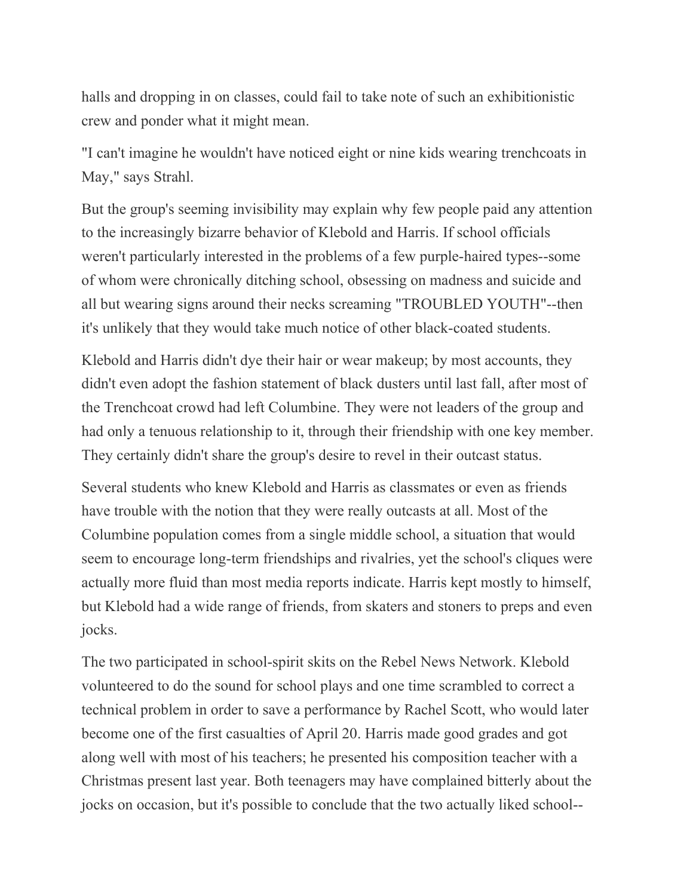halls and dropping in on classes, could fail to take note of such an exhibitionistic crew and ponder what it might mean.

"I can't imagine he wouldn't have noticed eight or nine kids wearing trenchcoats in May," says Strahl.

But the group's seeming invisibility may explain why few people paid any attention to the increasingly bizarre behavior of Klebold and Harris. If school officials weren't particularly interested in the problems of a few purple-haired types--some of whom were chronically ditching school, obsessing on madness and suicide and all but wearing signs around their necks screaming "TROUBLED YOUTH"--then it's unlikely that they would take much notice of other black-coated students.

Klebold and Harris didn't dye their hair or wear makeup; by most accounts, they didn't even adopt the fashion statement of black dusters until last fall, after most of the Trenchcoat crowd had left Columbine. They were not leaders of the group and had only a tenuous relationship to it, through their friendship with one key member. They certainly didn't share the group's desire to revel in their outcast status.

Several students who knew Klebold and Harris as classmates or even as friends have trouble with the notion that they were really outcasts at all. Most of the Columbine population comes from a single middle school, a situation that would seem to encourage long-term friendships and rivalries, yet the school's cliques were actually more fluid than most media reports indicate. Harris kept mostly to himself, but Klebold had a wide range of friends, from skaters and stoners to preps and even jocks.

The two participated in school-spirit skits on the Rebel News Network. Klebold volunteered to do the sound for school plays and one time scrambled to correct a technical problem in order to save a performance by Rachel Scott, who would later become one of the first casualties of April 20. Harris made good grades and got along well with most of his teachers; he presented his composition teacher with a Christmas present last year. Both teenagers may have complained bitterly about the jocks on occasion, but it's possible to conclude that the two actually liked school--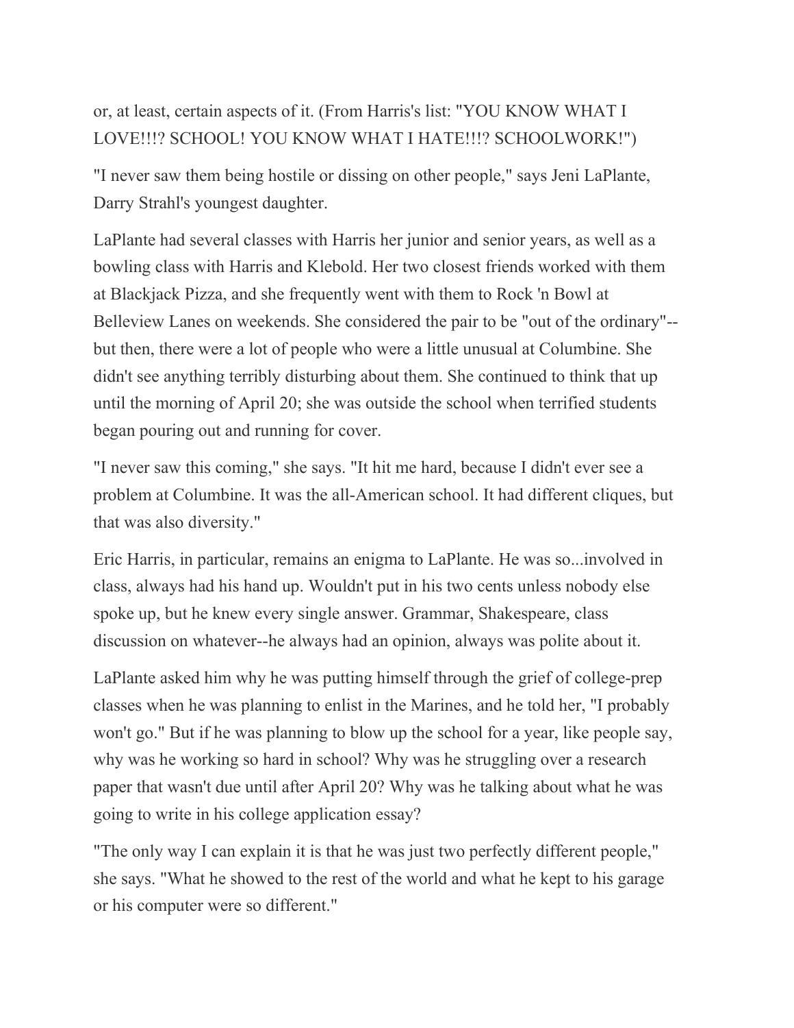or, at least, certain aspects of it. (From Harris's list: "YOU KNOW WHAT I LOVE!!!? SCHOOL! YOU KNOW WHAT I HATE!!!? SCHOOLWORK!")

"I never saw them being hostile or dissing on other people," says Jeni LaPlante, Darry Strahl's youngest daughter.

LaPlante had several classes with Harris her junior and senior years, as well as a bowling class with Harris and Klebold. Her two closest friends worked with them at Blackjack Pizza, and she frequently went with them to Rock 'n Bowl at Belleview Lanes on weekends. She considered the pair to be "out of the ordinary"--but then, there were a lot of people who were a little unusual at Columbine. She didn't see anything terribly disturbing about them. She continued to think that up until the morning of April 20; she was outside the school when terrified students began pouring out and running for cover.

"I never saw this coming," she says. "It hit me hard, because I didn't ever see a problem at Columbine. It was the all-American school. It had different cliques, but that was also diversity."

Eric Harris, in particular, remains an enigma to LaPlante. He was so...involved in class, always had his hand up. Wouldn't put in his two cents unless nobody else spoke up, but he knew every single answer. Grammar, Shakespeare, class discussion on whatever--he always had an opinion, always was polite about it.

LaPlante asked him why he was putting himself through the grief of college-prep classes when he was planning to enlist in the Marines, and he told her, "I probably won't go." But if he was planning to blow up the school for a year, like people say, why was he working so hard in school? Why was he struggling over a research paper that wasn't due until after April 20? Why was he talking about what he was going to write in his college application essay?

"The only way I can explain it is that he was just two perfectly different people," she says. "What he showed to the rest of the world and what he kept to his garage or his computer were so different."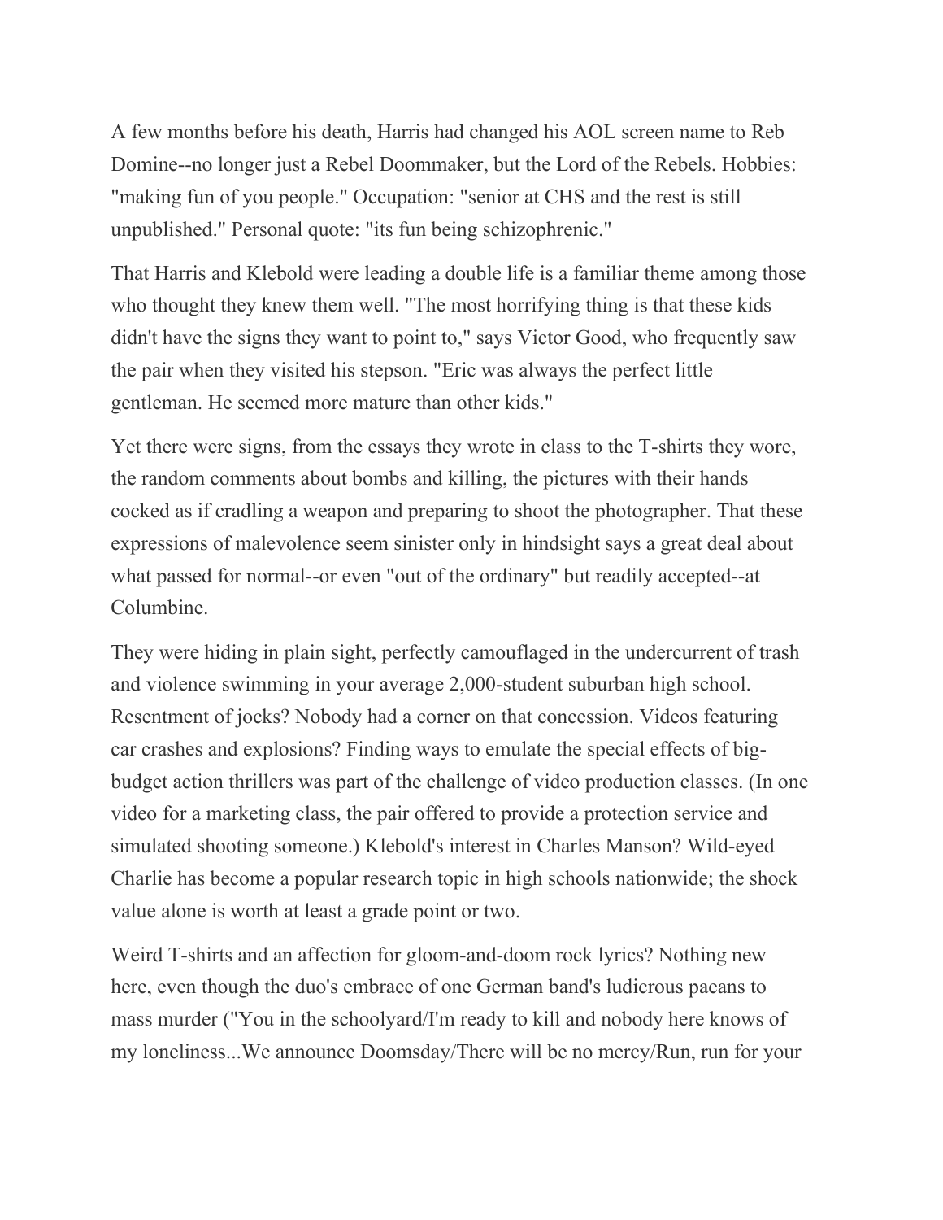A few months before his death, Harris had changed his AOL screen name to Reb Domine--no longer just a Rebel Doommaker, but the Lord of the Rebels. Hobbies: "making fun of you people." Occupation: "senior at CHS and the rest is still unpublished." Personal quote: "its fun being schizophrenic."

That Harris and Klebold were leading a double life is a familiar theme among those who thought they knew them well. "The most horrifying thing is that these kids didn't have the signs they want to point to," says Victor Good, who frequently saw the pair when they visited his stepson. "Eric was always the perfect little gentleman. He seemed more mature than other kids."

Yet there were signs, from the essays they wrote in class to the T-shirts they wore, the random comments about bombs and killing, the pictures with their hands cocked as if cradling a weapon and preparing to shoot the photographer. That these expressions of malevolence seem sinister only in hindsight says a great deal about what passed for normal--or even "out of the ordinary" but readily accepted--at Columbine.

They were hiding in plain sight, perfectly camouflaged in the undercurrent of trash and violence swimming in your average 2,000-student suburban high school. Resentment of jocks? Nobody had a corner on that concession. Videos featuring car crashes and explosions? Finding ways to emulate the special effects of big-budget action thrillers was part of the challenge of video production classes. (In one video for a marketing class, the pair offered to provide a protection service and simulated shooting someone.) Klebold's interest in Charles Manson? Wild-eyed Charlie has become a popular research topic in high schools nationwide; the shock value alone is worth at least a grade point or two.

Weird T-shirts and an affection for gloom-and-doom rock lyrics? Nothing new here, even though the duo's embrace of one German band's ludicrous paeans to mass murder ("You in the schoolyard/I'm ready to kill and nobody here knows of my loneliness...We announce Doomsday/There will be no mercy/Run, run for your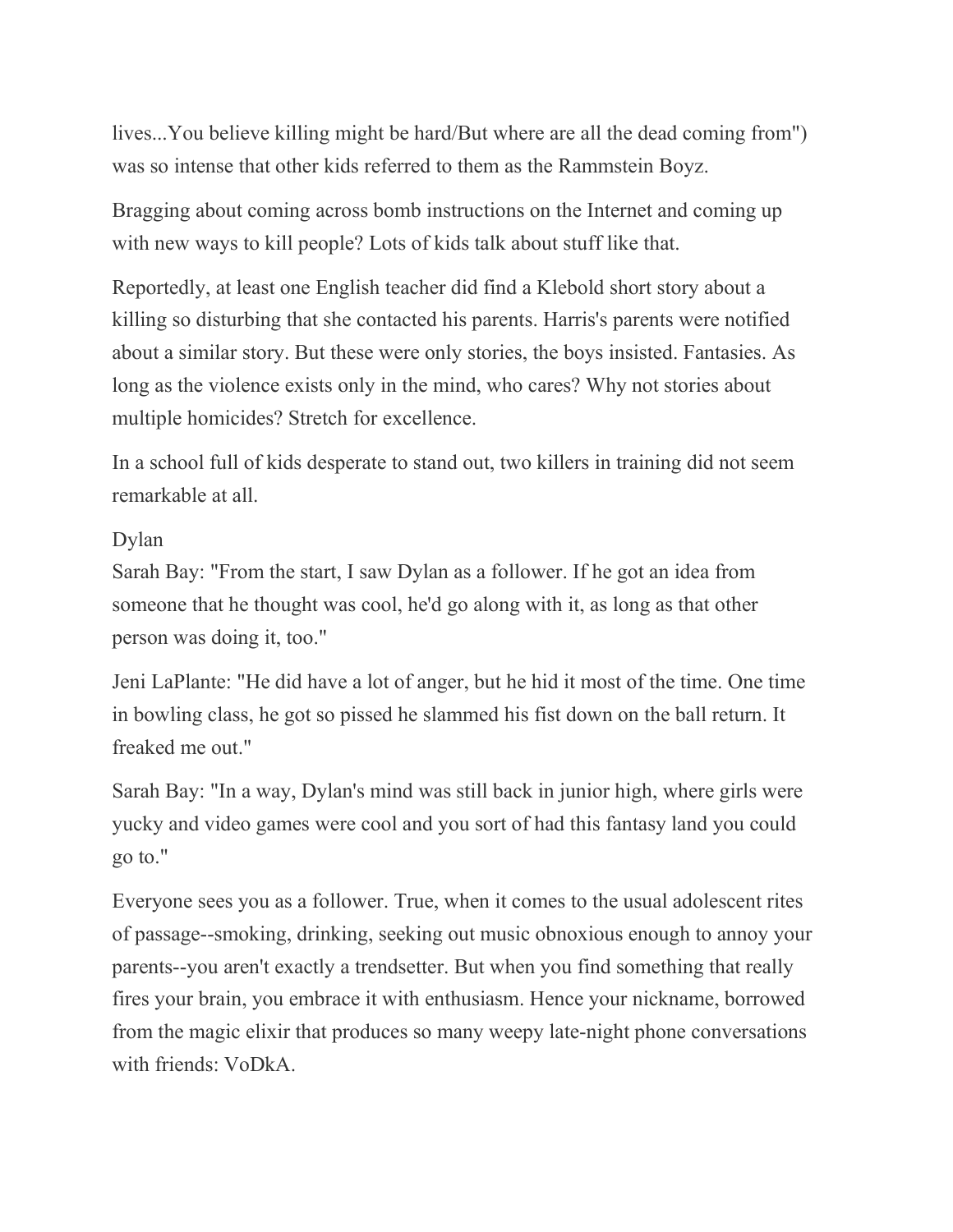lives...You believe killing might be hard/But where are all the dead coming from") was so intense that other kids referred to them as the Rammstein Boyz.

Bragging about coming across bomb instructions on the Internet and coming up with new ways to kill people? Lots of kids talk about stuff like that.

Reportedly, at least one English teacher did find a Klebold short story about a killing so disturbing that she contacted his parents. Harris's parents were notified about a similar story. But these were only stories, the boys insisted. Fantasies. As long as the violence exists only in the mind, who cares? Why not stories about multiple homicides? Stretch for excellence.

In a school full of kids desperate to stand out, two killers in training did not seem remarkable at all.

Dylan
Sarah Bay: "From the start, I saw Dylan as a follower. If he got an idea from someone that he thought was cool, he'd go along with it, as long as that other person was doing it, too."

Jeni LaPlante: "He did have a lot of anger, but he hid it most of the time. One time in bowling class, he got so pissed he slammed his fist down on the ball return. It freaked me out."

Sarah Bay: "In a way, Dylan's mind was still back in junior high, where girls were yucky and video games were cool and you sort of had this fantasy land you could go to."

Everyone sees you as a follower. True, when it comes to the usual adolescent rites of passage--smoking, drinking, seeking out music obnoxious enough to annoy your parents--you aren't exactly a trendsetter. But when you find something that really fires your brain, you embrace it with enthusiasm. Hence your nickname, borrowed from the magic elixir that produces so many weepy late-night phone conversations with friends: VoDkA.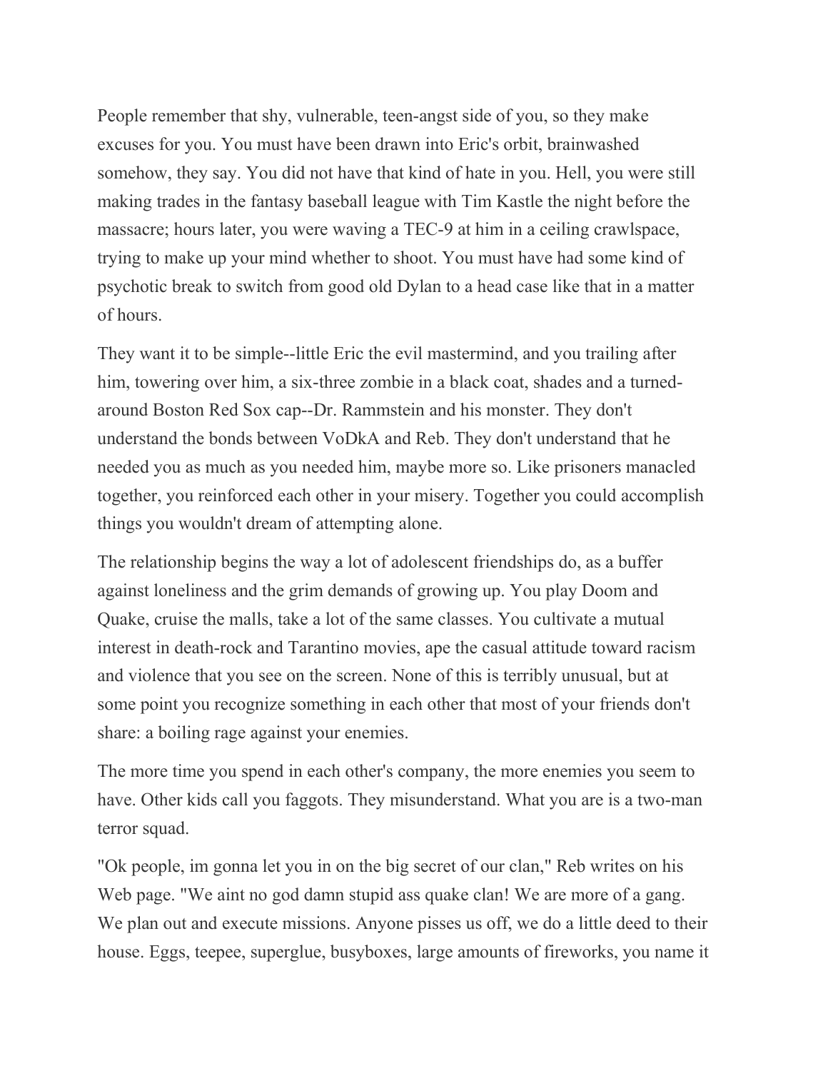People remember that shy, vulnerable, teen-angst side of you, so they make excuses for you. You must have been drawn into Eric's orbit, brainwashed somehow, they say. You did not have that kind of hate in you. Hell, you were still making trades in the fantasy baseball league with Tim Kastle the night before the massacre; hours later, you were waving a TEC-9 at him in a ceiling crawlspace, trying to make up your mind whether to shoot. You must have had some kind of psychotic break to switch from good old Dylan to a head case like that in a matter of hours.

They want it to be simple--little Eric the evil mastermind, and you trailing after him, towering over him, a six-three zombie in a black coat, shades and a turned-around Boston Red Sox cap--Dr. Rammstein and his monster. They don't understand the bonds between VoDkA and Reb. They don't understand that he needed you as much as you needed him, maybe more so. Like prisoners manacled together, you reinforced each other in your misery. Together you could accomplish things you wouldn't dream of attempting alone.

The relationship begins the way a lot of adolescent friendships do, as a buffer against loneliness and the grim demands of growing up. You play Doom and Quake, cruise the malls, take a lot of the same classes. You cultivate a mutual interest in death-rock and Tarantino movies, ape the casual attitude toward racism and violence that you see on the screen. None of this is terribly unusual, but at some point you recognize something in each other that most of your friends don't share: a boiling rage against your enemies.

The more time you spend in each other's company, the more enemies you seem to have. Other kids call you faggots. They misunderstand. What you are is a two-man terror squad.

"Ok people, im gonna let you in on the big secret of our clan," Reb writes on his Web page. "We aint no god damn stupid ass quake clan! We are more of a gang. We plan out and execute missions. Anyone pisses us off, we do a little deed to their house. Eggs, teepee, superglue, busyboxes, large amounts of fireworks, you name it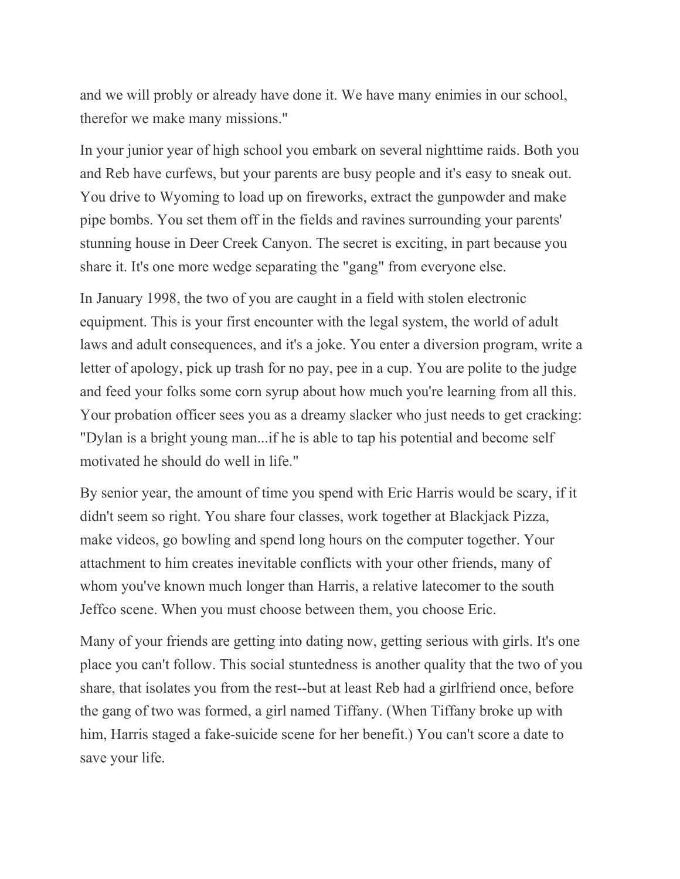and we will probly or already have done it. We have many enimies in our school, therefor we make many missions."

In your junior year of high school you embark on several nighttime raids. Both you and Reb have curfews, but your parents are busy people and it's easy to sneak out. You drive to Wyoming to load up on fireworks, extract the gunpowder and make pipe bombs. You set them off in the fields and ravines surrounding your parents' stunning house in Deer Creek Canyon. The secret is exciting, in part because you share it. It's one more wedge separating the "gang" from everyone else.

In January 1998, the two of you are caught in a field with stolen electronic equipment. This is your first encounter with the legal system, the world of adult laws and adult consequences, and it's a joke. You enter a diversion program, write a letter of apology, pick up trash for no pay, pee in a cup. You are polite to the judge and feed your folks some corn syrup about how much you're learning from all this. Your probation officer sees you as a dreamy slacker who just needs to get cracking: "Dylan is a bright young man...if he is able to tap his potential and become self motivated he should do well in life."

By senior year, the amount of time you spend with Eric Harris would be scary, if it didn't seem so right. You share four classes, work together at Blackjack Pizza, make videos, go bowling and spend long hours on the computer together. Your attachment to him creates inevitable conflicts with your other friends, many of whom you've known much longer than Harris, a relative latecomer to the south Jeffco scene. When you must choose between them, you choose Eric.

Many of your friends are getting into dating now, getting serious with girls. It's one place you can't follow. This social stuntedness is another quality that the two of you share, that isolates you from the rest--but at least Reb had a girlfriend once, before the gang of two was formed, a girl named Tiffany. (When Tiffany broke up with him, Harris staged a fake-suicide scene for her benefit.) You can't score a date to save your life.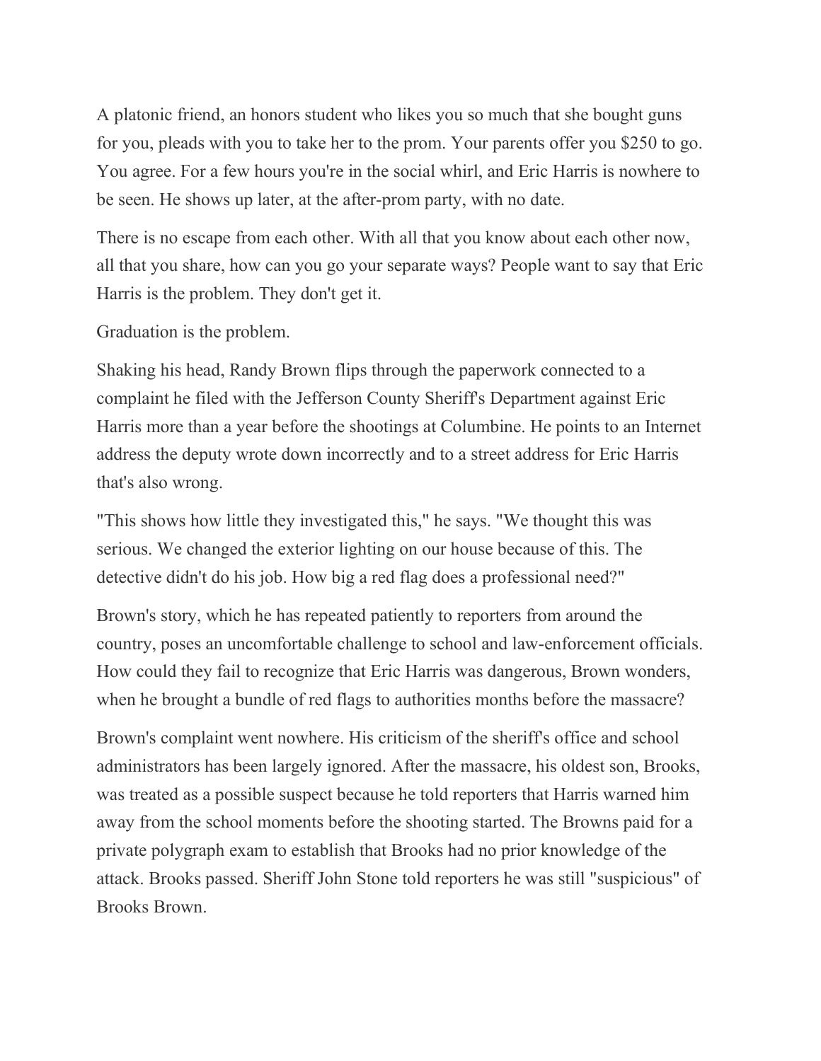A platonic friend, an honors student who likes you so much that she bought guns for you, pleads with you to take her to the prom. Your parents offer you $250 to go. You agree. For a few hours you're in the social whirl, and Eric Harris is nowhere to be seen. He shows up later, at the after-prom party, with no date.

There is no escape from each other. With all that you know about each other now, all that you share, how can you go your separate ways? People want to say that Eric Harris is the problem. They don't get it.

Graduation is the problem.

Shaking his head, Randy Brown flips through the paperwork connected to a complaint he filed with the Jefferson County Sheriff's Department against Eric Harris more than a year before the shootings at Columbine. He points to an Internet address the deputy wrote down incorrectly and to a street address for Eric Harris that's also wrong.

"This shows how little they investigated this," he says. "We thought this was serious. We changed the exterior lighting on our house because of this. The detective didn't do his job. How big a red flag does a professional need?"

Brown's story, which he has repeated patiently to reporters from around the country, poses an uncomfortable challenge to school and law-enforcement officials. How could they fail to recognize that Eric Harris was dangerous, Brown wonders, when he brought a bundle of red flags to authorities months before the massacre?

Brown's complaint went nowhere. His criticism of the sheriff's office and school administrators has been largely ignored. After the massacre, his oldest son, Brooks, was treated as a possible suspect because he told reporters that Harris warned him away from the school moments before the shooting started. The Browns paid for a private polygraph exam to establish that Brooks had no prior knowledge of the attack. Brooks passed. Sheriff John Stone told reporters he was still "suspicious" of Brooks Brown.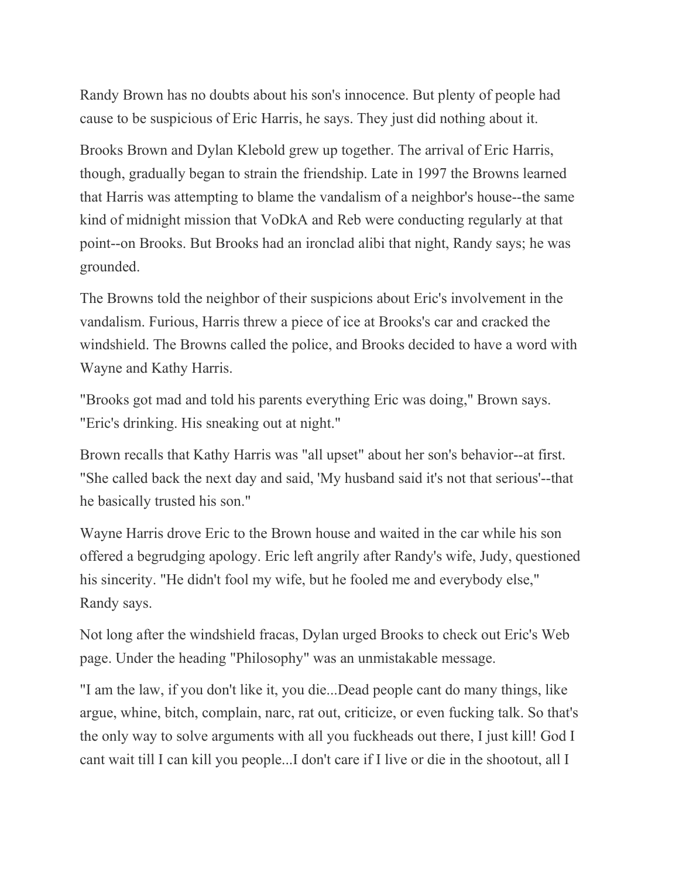Randy Brown has no doubts about his son's innocence. But plenty of people had cause to be suspicious of Eric Harris, he says. They just did nothing about it.

Brooks Brown and Dylan Klebold grew up together. The arrival of Eric Harris, though, gradually began to strain the friendship. Late in 1997 the Browns learned that Harris was attempting to blame the vandalism of a neighbor's house--the same kind of midnight mission that VoDkA and Reb were conducting regularly at that point--on Brooks. But Brooks had an ironclad alibi that night, Randy says; he was grounded.

The Browns told the neighbor of their suspicions about Eric's involvement in the vandalism. Furious, Harris threw a piece of ice at Brooks's car and cracked the windshield. The Browns called the police, and Brooks decided to have a word with Wayne and Kathy Harris.

"Brooks got mad and told his parents everything Eric was doing," Brown says. "Eric's drinking. His sneaking out at night."

Brown recalls that Kathy Harris was "all upset" about her son's behavior--at first. "She called back the next day and said, 'My husband said it's not that serious'--that he basically trusted his son."

Wayne Harris drove Eric to the Brown house and waited in the car while his son offered a begrudging apology. Eric left angrily after Randy's wife, Judy, questioned his sincerity. "He didn't fool my wife, but he fooled me and everybody else," Randy says.

Not long after the windshield fracas, Dylan urged Brooks to check out Eric's Web page. Under the heading "Philosophy" was an unmistakable message.

"I am the law, if you don't like it, you die...Dead people cant do many things, like argue, whine, bitch, complain, narc, rat out, criticize, or even fucking talk. So that's the only way to solve arguments with all you fuckheads out there, I just kill! God I cant wait till I can kill you people...I don't care if I live or die in the shootout, all I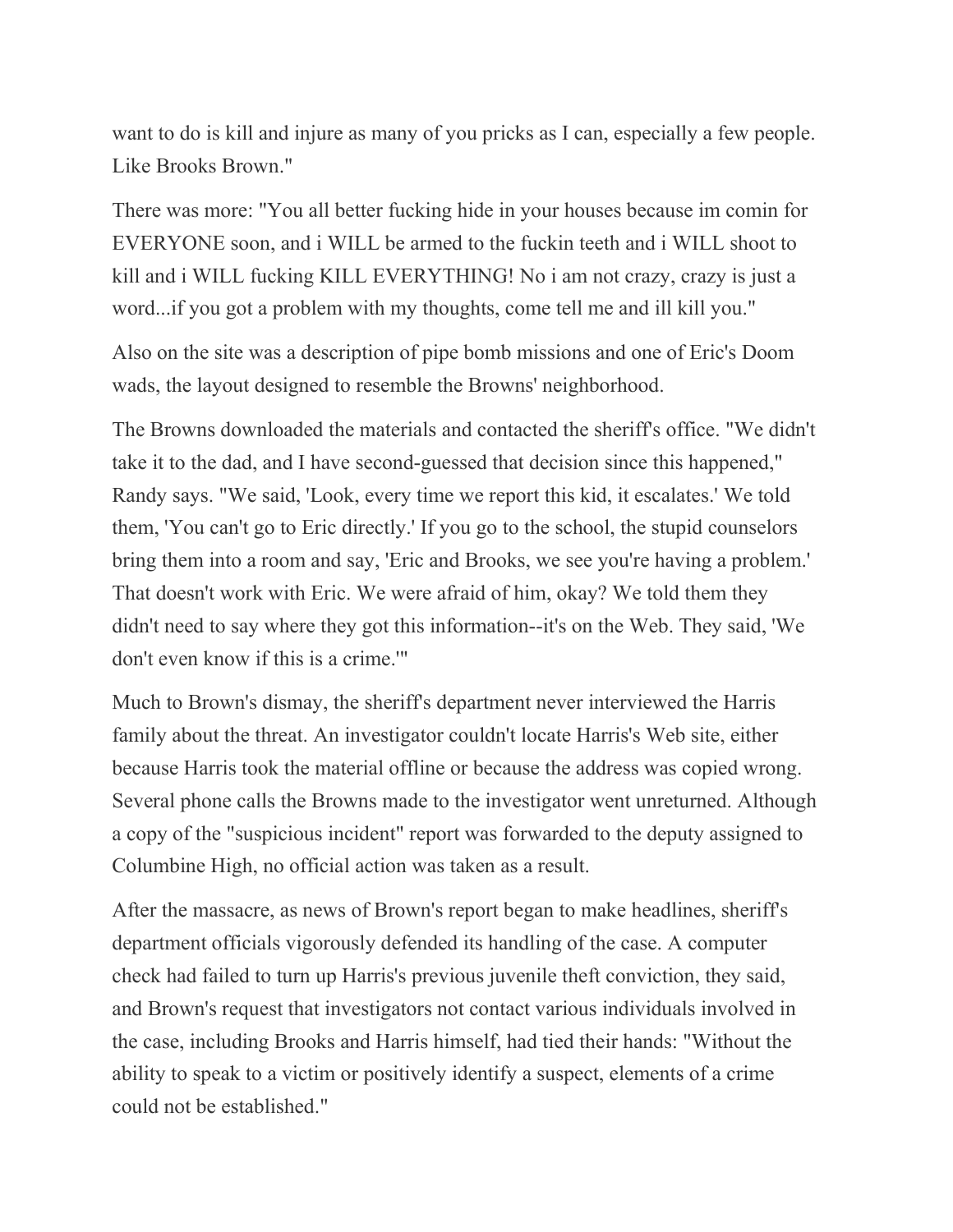want to do is kill and injure as many of you pricks as I can, especially a few people. Like Brooks Brown."

There was more: "You all better fucking hide in your houses because im comin for EVERYONE soon, and i WILL be armed to the fuckin teeth and i WILL shoot to kill and i WILL fucking KILL EVERYTHING! No i am not crazy, crazy is just a word...if you got a problem with my thoughts, come tell me and ill kill you."

Also on the site was a description of pipe bomb missions and one of Eric's Doom wads, the layout designed to resemble the Browns' neighborhood.

The Browns downloaded the materials and contacted the sheriff's office. "We didn't take it to the dad, and I have second-guessed that decision since this happened," Randy says. "We said, 'Look, every time we report this kid, it escalates.' We told them, 'You can't go to Eric directly.' If you go to the school, the stupid counselors bring them into a room and say, 'Eric and Brooks, we see you're having a problem.' That doesn't work with Eric. We were afraid of him, okay? We told them they didn't need to say where they got this information--it's on the Web. They said, 'We don't even know if this is a crime.'"

Much to Brown's dismay, the sheriff's department never interviewed the Harris family about the threat. An investigator couldn't locate Harris's Web site, either because Harris took the material offline or because the address was copied wrong. Several phone calls the Browns made to the investigator went unreturned. Although a copy of the "suspicious incident" report was forwarded to the deputy assigned to Columbine High, no official action was taken as a result.

After the massacre, as news of Brown's report began to make headlines, sheriff's department officials vigorously defended its handling of the case. A computer check had failed to turn up Harris's previous juvenile theft conviction, they said, and Brown's request that investigators not contact various individuals involved in the case, including Brooks and Harris himself, had tied their hands: "Without the ability to speak to a victim or positively identify a suspect, elements of a crime could not be established."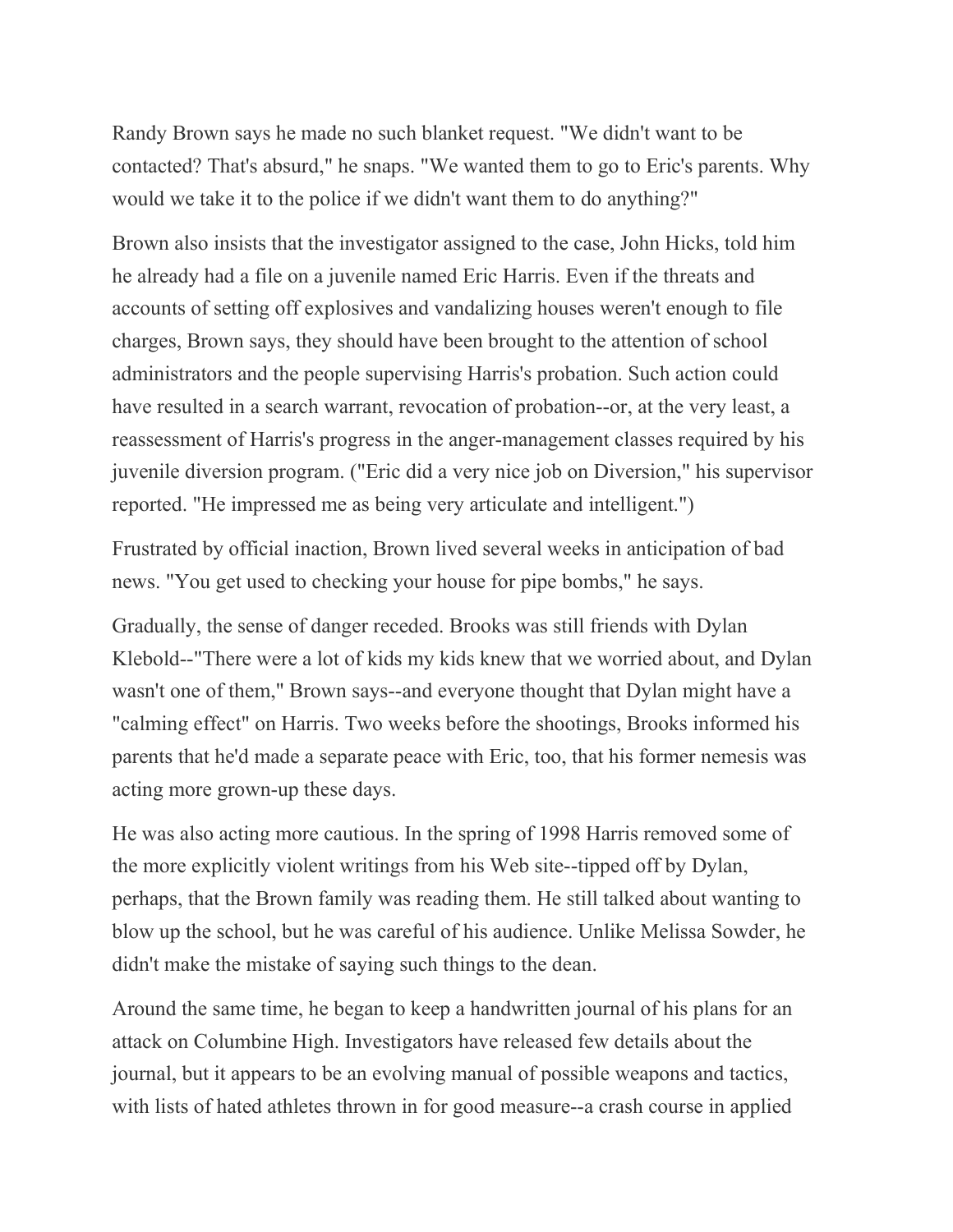Randy Brown says he made no such blanket request. "We didn't want to be contacted? That's absurd," he snaps. "We wanted them to go to Eric's parents. Why would we take it to the police if we didn't want them to do anything?"

Brown also insists that the investigator assigned to the case, John Hicks, told him he already had a file on a juvenile named Eric Harris. Even if the threats and accounts of setting off explosives and vandalizing houses weren't enough to file charges, Brown says, they should have been brought to the attention of school administrators and the people supervising Harris's probation. Such action could have resulted in a search warrant, revocation of probation--or, at the very least, a reassessment of Harris's progress in the anger-management classes required by his juvenile diversion program. ("Eric did a very nice job on Diversion," his supervisor reported. "He impressed me as being very articulate and intelligent.")

Frustrated by official inaction, Brown lived several weeks in anticipation of bad news. "You get used to checking your house for pipe bombs," he says.

Gradually, the sense of danger receded. Brooks was still friends with Dylan Klebold--"There were a lot of kids my kids knew that we worried about, and Dylan wasn't one of them," Brown says--and everyone thought that Dylan might have a "calming effect" on Harris. Two weeks before the shootings, Brooks informed his parents that he'd made a separate peace with Eric, too, that his former nemesis was acting more grown-up these days.

He was also acting more cautious. In the spring of 1998 Harris removed some of the more explicitly violent writings from his Web site--tipped off by Dylan, perhaps, that the Brown family was reading them. He still talked about wanting to blow up the school, but he was careful of his audience. Unlike Melissa Sowder, he didn't make the mistake of saying such things to the dean.

Around the same time, he began to keep a handwritten journal of his plans for an attack on Columbine High. Investigators have released few details about the journal, but it appears to be an evolving manual of possible weapons and tactics, with lists of hated athletes thrown in for good measure--a crash course in applied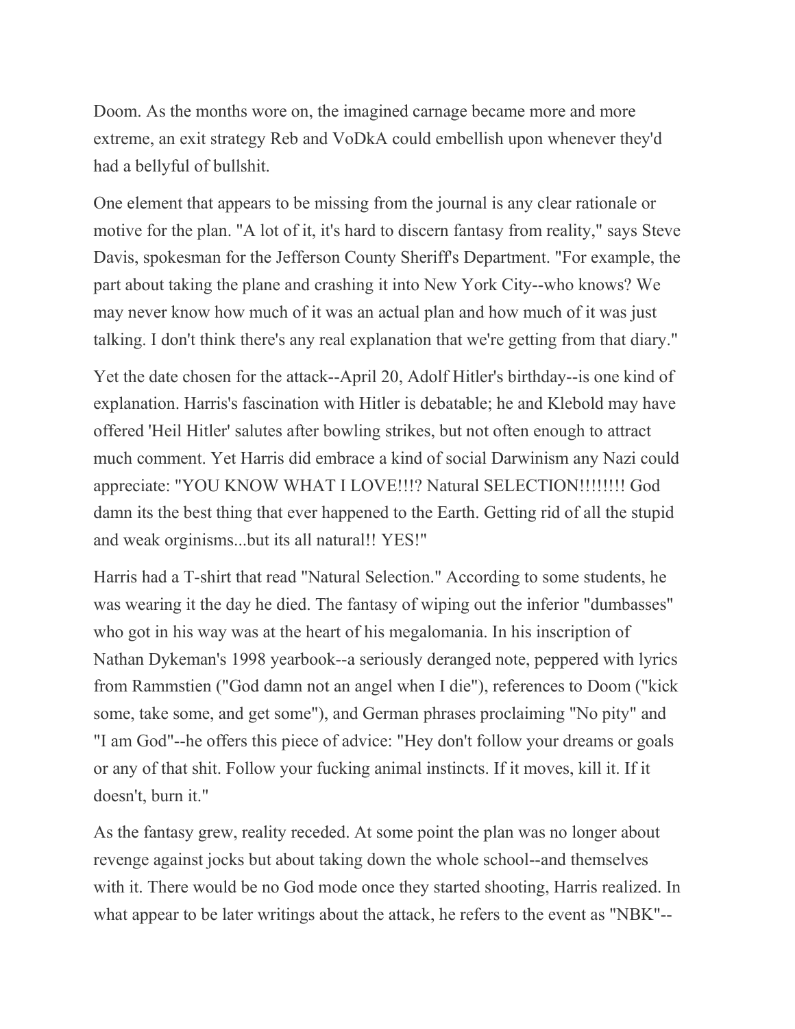Doom. As the months wore on, the imagined carnage became more and more extreme, an exit strategy Reb and VoDkA could embellish upon whenever they'd had a bellyful of bullshit.

One element that appears to be missing from the journal is any clear rationale or motive for the plan. "A lot of it, it's hard to discern fantasy from reality," says Steve Davis, spokesman for the Jefferson County Sheriff's Department. "For example, the part about taking the plane and crashing it into New York City--who knows? We may never know how much of it was an actual plan and how much of it was just talking. I don't think there's any real explanation that we're getting from that diary."

Yet the date chosen for the attack--April 20, Adolf Hitler's birthday--is one kind of explanation. Harris's fascination with Hitler is debatable; he and Klebold may have offered 'Heil Hitler' salutes after bowling strikes, but not often enough to attract much comment. Yet Harris did embrace a kind of social Darwinism any Nazi could appreciate: "YOU KNOW WHAT I LOVE!!!? Natural SELECTION!!!!!!!! God damn its the best thing that ever happened to the Earth. Getting rid of all the stupid and weak orginisms...but its all natural!! YES!"

Harris had a T-shirt that read "Natural Selection." According to some students, he was wearing it the day he died. The fantasy of wiping out the inferior "dumbasses" who got in his way was at the heart of his megalomania. In his inscription of Nathan Dykeman's 1998 yearbook--a seriously deranged note, peppered with lyrics from Rammstien ("God damn not an angel when I die"), references to Doom ("kick some, take some, and get some"), and German phrases proclaiming "No pity" and "I am God"--he offers this piece of advice: "Hey don't follow your dreams or goals or any of that shit. Follow your fucking animal instincts. If it moves, kill it. If it doesn't, burn it."

As the fantasy grew, reality receded. At some point the plan was no longer about revenge against jocks but about taking down the whole school--and themselves with it. There would be no God mode once they started shooting, Harris realized. In what appear to be later writings about the attack, he refers to the event as "NBK"--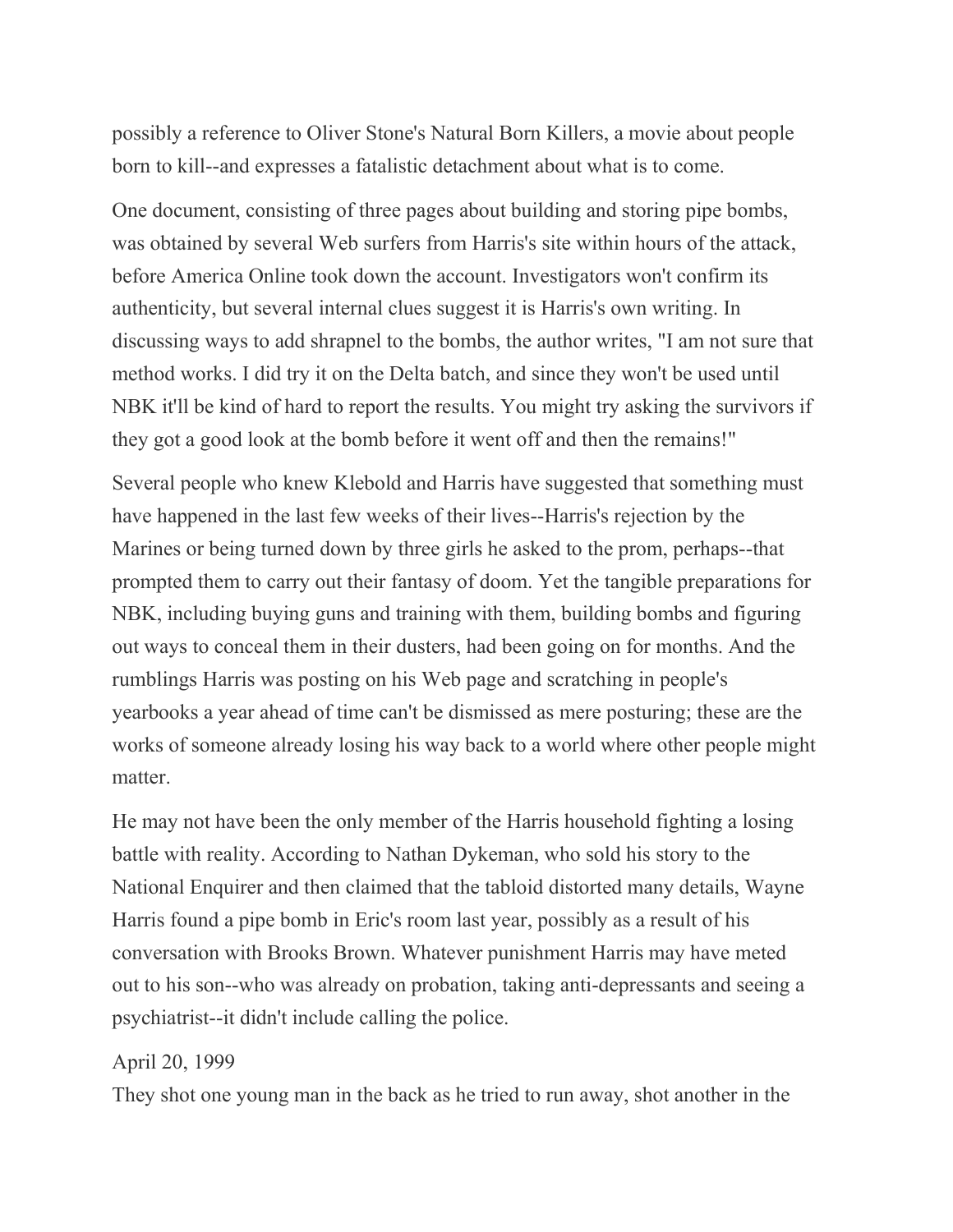possibly a reference to Oliver Stone's Natural Born Killers, a movie about people born to kill--and expresses a fatalistic detachment about what is to come.

One document, consisting of three pages about building and storing pipe bombs, was obtained by several Web surfers from Harris's site within hours of the attack, before America Online took down the account. Investigators won't confirm its authenticity, but several internal clues suggest it is Harris's own writing. In discussing ways to add shrapnel to the bombs, the author writes, "I am not sure that method works. I did try it on the Delta batch, and since they won't be used until NBK it'll be kind of hard to report the results. You might try asking the survivors if they got a good look at the bomb before it went off and then the remains!"

Several people who knew Klebold and Harris have suggested that something must have happened in the last few weeks of their lives--Harris's rejection by the Marines or being turned down by three girls he asked to the prom, perhaps--that prompted them to carry out their fantasy of doom. Yet the tangible preparations for NBK, including buying guns and training with them, building bombs and figuring out ways to conceal them in their dusters, had been going on for months. And the rumblings Harris was posting on his Web page and scratching in people's yearbooks a year ahead of time can't be dismissed as mere posturing; these are the works of someone already losing his way back to a world where other people might matter.

He may not have been the only member of the Harris household fighting a losing battle with reality. According to Nathan Dykeman, who sold his story to the National Enquirer and then claimed that the tabloid distorted many details, Wayne Harris found a pipe bomb in Eric's room last year, possibly as a result of his conversation with Brooks Brown. Whatever punishment Harris may have meted out to his son--who was already on probation, taking anti-depressants and seeing a psychiatrist--it didn't include calling the police.

April 20, 1999

They shot one young man in the back as he tried to run away, shot another in the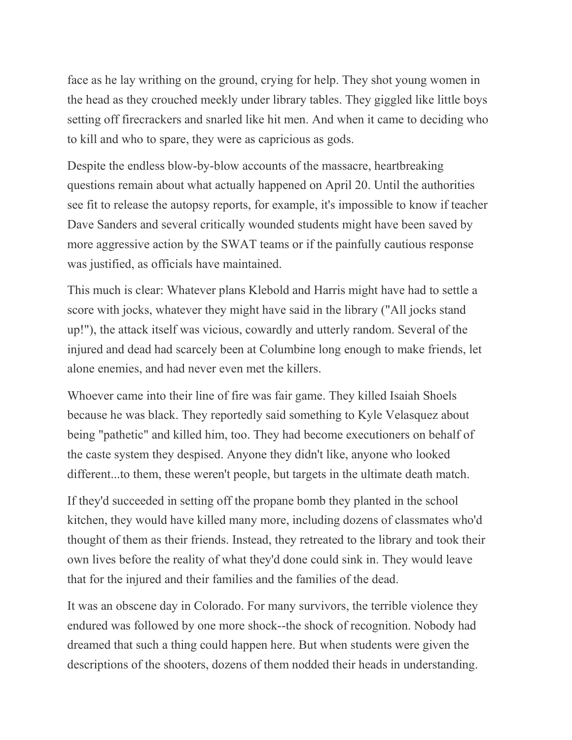face as he lay writhing on the ground, crying for help. They shot young women in the head as they crouched meekly under library tables. They giggled like little boys setting off firecrackers and snarled like hit men. And when it came to deciding who to kill and who to spare, they were as capricious as gods.

Despite the endless blow-by-blow accounts of the massacre, heartbreaking questions remain about what actually happened on April 20. Until the authorities see fit to release the autopsy reports, for example, it's impossible to know if teacher Dave Sanders and several critically wounded students might have been saved by more aggressive action by the SWAT teams or if the painfully cautious response was justified, as officials have maintained.

This much is clear: Whatever plans Klebold and Harris might have had to settle a score with jocks, whatever they might have said in the library ("All jocks stand up!"), the attack itself was vicious, cowardly and utterly random. Several of the injured and dead had scarcely been at Columbine long enough to make friends, let alone enemies, and had never even met the killers.

Whoever came into their line of fire was fair game. They killed Isaiah Shoels because he was black. They reportedly said something to Kyle Velasquez about being "pathetic" and killed him, too. They had become executioners on behalf of the caste system they despised. Anyone they didn't like, anyone who looked different...to them, these weren't people, but targets in the ultimate death match.

If they'd succeeded in setting off the propane bomb they planted in the school kitchen, they would have killed many more, including dozens of classmates who'd thought of them as their friends. Instead, they retreated to the library and took their own lives before the reality of what they'd done could sink in. They would leave that for the injured and their families and the families of the dead.

It was an obscene day in Colorado. For many survivors, the terrible violence they endured was followed by one more shock--the shock of recognition. Nobody had dreamed that such a thing could happen here. But when students were given the descriptions of the shooters, dozens of them nodded their heads in understanding.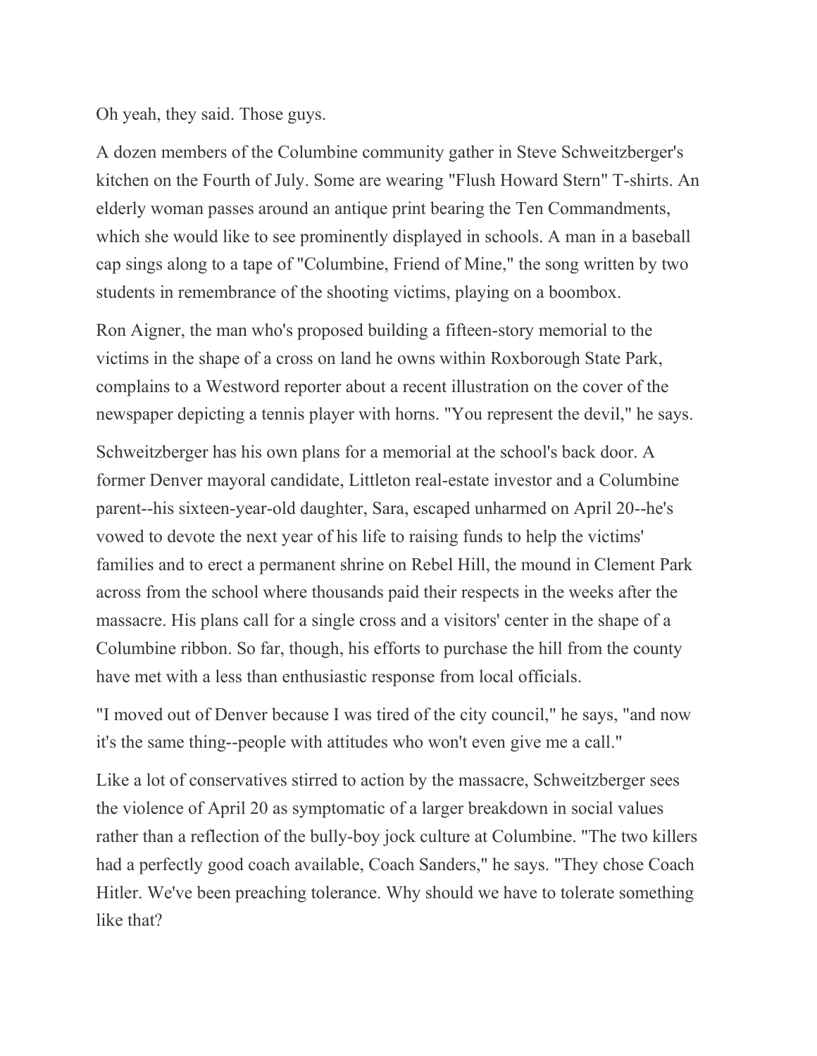Oh yeah, they said. Those guys.

A dozen members of the Columbine community gather in Steve Schweitzberger's kitchen on the Fourth of July. Some are wearing "Flush Howard Stern" T-shirts. An elderly woman passes around an antique print bearing the Ten Commandments, which she would like to see prominently displayed in schools. A man in a baseball cap sings along to a tape of "Columbine, Friend of Mine," the song written by two students in remembrance of the shooting victims, playing on a boombox.

Ron Aigner, the man who's proposed building a fifteen-story memorial to the victims in the shape of a cross on land he owns within Roxborough State Park, complains to a Westword reporter about a recent illustration on the cover of the newspaper depicting a tennis player with horns. "You represent the devil," he says.

Schweitzberger has his own plans for a memorial at the school's back door. A former Denver mayoral candidate, Littleton real-estate investor and a Columbine parent--his sixteen-year-old daughter, Sara, escaped unharmed on April 20--he's vowed to devote the next year of his life to raising funds to help the victims' families and to erect a permanent shrine on Rebel Hill, the mound in Clement Park across from the school where thousands paid their respects in the weeks after the massacre. His plans call for a single cross and a visitors' center in the shape of a Columbine ribbon. So far, though, his efforts to purchase the hill from the county have met with a less than enthusiastic response from local officials.

"I moved out of Denver because I was tired of the city council," he says, "and now it's the same thing--people with attitudes who won't even give me a call."

Like a lot of conservatives stirred to action by the massacre, Schweitzberger sees the violence of April 20 as symptomatic of a larger breakdown in social values rather than a reflection of the bully-boy jock culture at Columbine. "The two killers had a perfectly good coach available, Coach Sanders," he says. "They chose Coach Hitler. We've been preaching tolerance. Why should we have to tolerate something like that?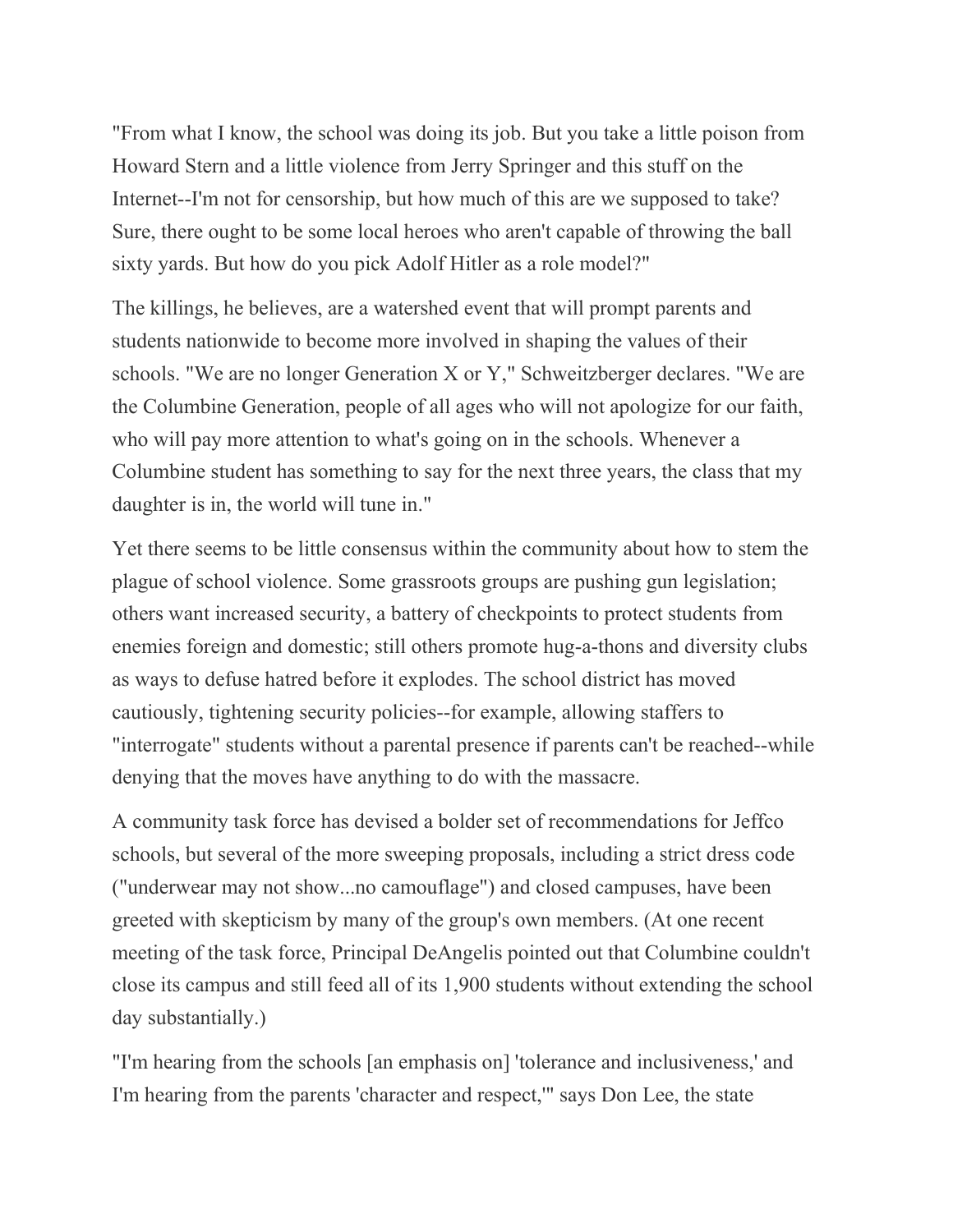"From what I know, the school was doing its job. But you take a little poison from Howard Stern and a little violence from Jerry Springer and this stuff on the Internet--I'm not for censorship, but how much of this are we supposed to take? Sure, there ought to be some local heroes who aren't capable of throwing the ball sixty yards. But how do you pick Adolf Hitler as a role model?"

The killings, he believes, are a watershed event that will prompt parents and students nationwide to become more involved in shaping the values of their schools. "We are no longer Generation X or Y," Schweitzberger declares. "We are the Columbine Generation, people of all ages who will not apologize for our faith, who will pay more attention to what's going on in the schools. Whenever a Columbine student has something to say for the next three years, the class that my daughter is in, the world will tune in."

Yet there seems to be little consensus within the community about how to stem the plague of school violence. Some grassroots groups are pushing gun legislation; others want increased security, a battery of checkpoints to protect students from enemies foreign and domestic; still others promote hug-a-thons and diversity clubs as ways to defuse hatred before it explodes. The school district has moved cautiously, tightening security policies--for example, allowing staffers to "interrogate" students without a parental presence if parents can't be reached--while denying that the moves have anything to do with the massacre.

A community task force has devised a bolder set of recommendations for Jeffco schools, but several of the more sweeping proposals, including a strict dress code ("underwear may not show...no camouflage") and closed campuses, have been greeted with skepticism by many of the group's own members. (At one recent meeting of the task force, Principal DeAngelis pointed out that Columbine couldn't close its campus and still feed all of its 1,900 students without extending the school day substantially.)

"I'm hearing from the schools [an emphasis on] 'tolerance and inclusiveness,' and I'm hearing from the parents 'character and respect,'" says Don Lee, the state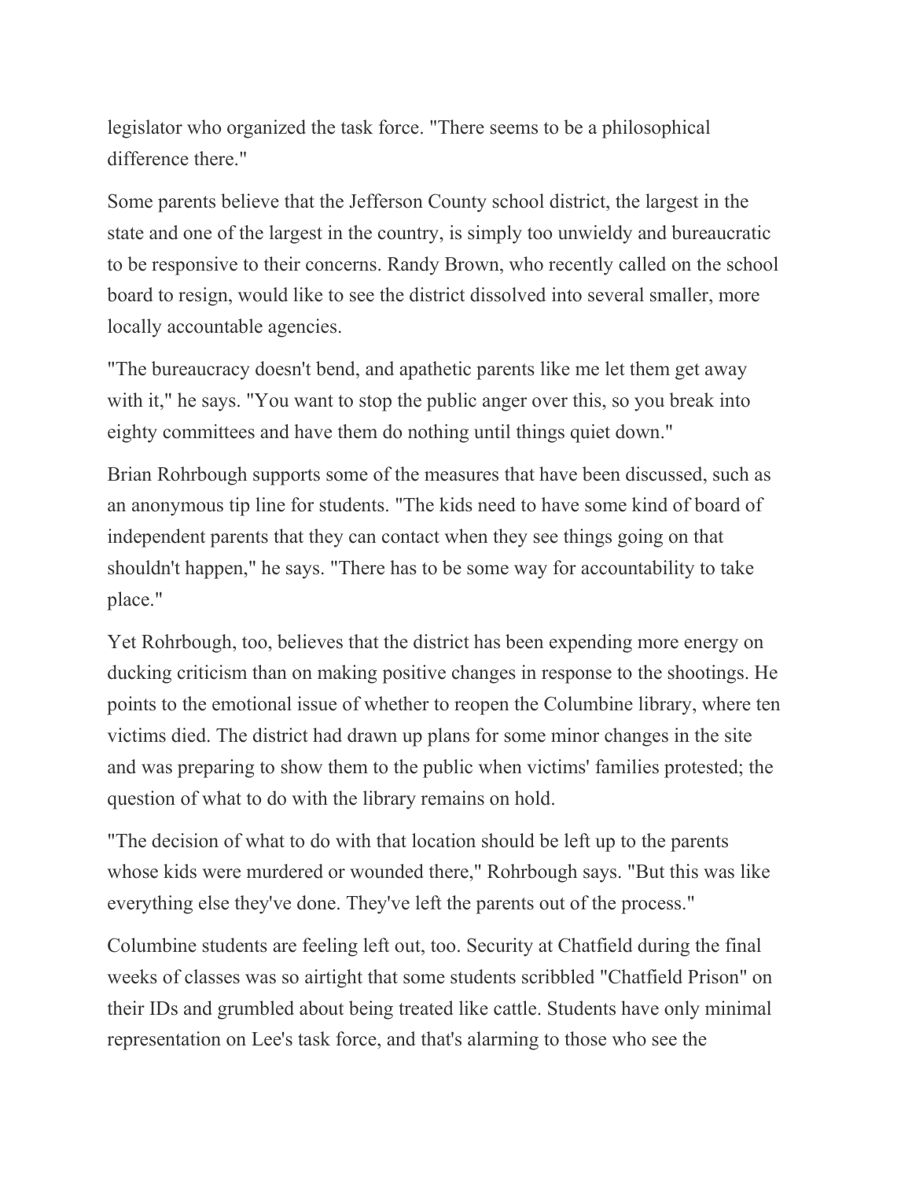legislator who organized the task force. "There seems to be a philosophical difference there."

Some parents believe that the Jefferson County school district, the largest in the state and one of the largest in the country, is simply too unwieldy and bureaucratic to be responsive to their concerns. Randy Brown, who recently called on the school board to resign, would like to see the district dissolved into several smaller, more locally accountable agencies.

"The bureaucracy doesn't bend, and apathetic parents like me let them get away with it," he says. "You want to stop the public anger over this, so you break into eighty committees and have them do nothing until things quiet down."

Brian Rohrbough supports some of the measures that have been discussed, such as an anonymous tip line for students. "The kids need to have some kind of board of independent parents that they can contact when they see things going on that shouldn't happen," he says. "There has to be some way for accountability to take place."

Yet Rohrbough, too, believes that the district has been expending more energy on ducking criticism than on making positive changes in response to the shootings. He points to the emotional issue of whether to reopen the Columbine library, where ten victims died. The district had drawn up plans for some minor changes in the site and was preparing to show them to the public when victims' families protested; the question of what to do with the library remains on hold.

"The decision of what to do with that location should be left up to the parents whose kids were murdered or wounded there," Rohrbough says. "But this was like everything else they've done. They've left the parents out of the process."

Columbine students are feeling left out, too. Security at Chatfield during the final weeks of classes was so airtight that some students scribbled "Chatfield Prison" on their IDs and grumbled about being treated like cattle. Students have only minimal representation on Lee's task force, and that's alarming to those who see the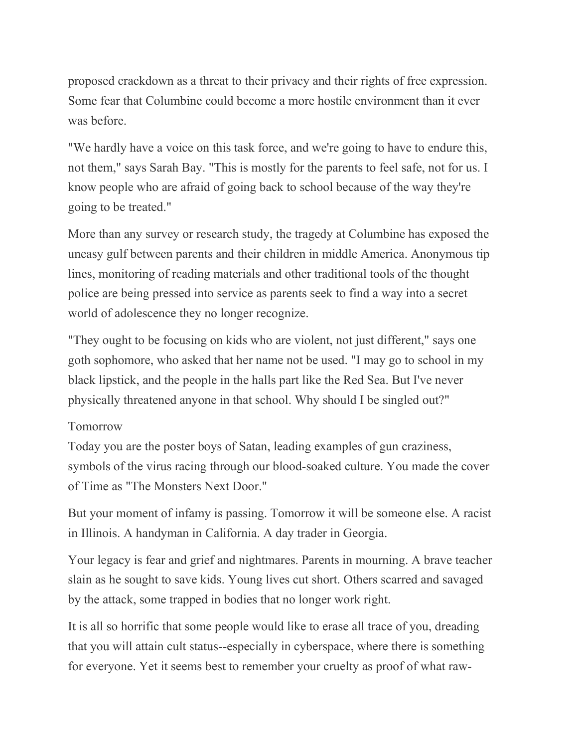proposed crackdown as a threat to their privacy and their rights of free expression. Some fear that Columbine could become a more hostile environment than it ever was before.

"We hardly have a voice on this task force, and we're going to have to endure this, not them," says Sarah Bay. "This is mostly for the parents to feel safe, not for us. I know people who are afraid of going back to school because of the way they're going to be treated."

More than any survey or research study, the tragedy at Columbine has exposed the uneasy gulf between parents and their children in middle America. Anonymous tip lines, monitoring of reading materials and other traditional tools of the thought police are being pressed into service as parents seek to find a way into a secret world of adolescence they no longer recognize.

"They ought to be focusing on kids who are violent, not just different," says one goth sophomore, who asked that her name not be used. "I may go to school in my black lipstick, and the people in the halls part like the Red Sea. But I've never physically threatened anyone in that school. Why should I be singled out?"

Tomorrow

Today you are the poster boys of Satan, leading examples of gun craziness, symbols of the virus racing through our blood-soaked culture. You made the cover of Time as "The Monsters Next Door."

But your moment of infamy is passing. Tomorrow it will be someone else. A racist in Illinois. A handyman in California. A day trader in Georgia.

Your legacy is fear and grief and nightmares. Parents in mourning. A brave teacher slain as he sought to save kids. Young lives cut short. Others scarred and savaged by the attack, some trapped in bodies that no longer work right.

It is all so horrific that some people would like to erase all trace of you, dreading that you will attain cult status--especially in cyberspace, where there is something for everyone. Yet it seems best to remember your cruelty as proof of what raw-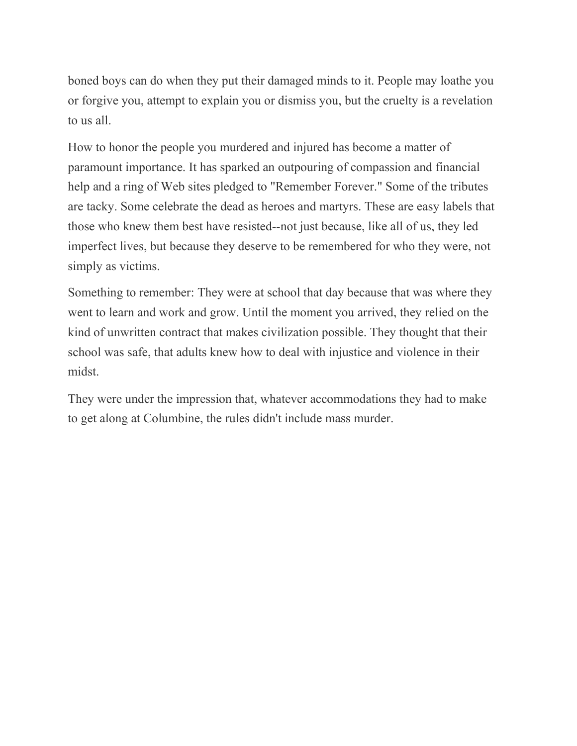boned boys can do when they put their damaged minds to it. People may loathe you or forgive you, attempt to explain you or dismiss you, but the cruelty is a revelation to us all.

How to honor the people you murdered and injured has become a matter of paramount importance. It has sparked an outpouring of compassion and financial help and a ring of Web sites pledged to "Remember Forever." Some of the tributes are tacky. Some celebrate the dead as heroes and martyrs. These are easy labels that those who knew them best have resisted--not just because, like all of us, they led imperfect lives, but because they deserve to be remembered for who they were, not simply as victims.

Something to remember: They were at school that day because that was where they went to learn and work and grow. Until the moment you arrived, they relied on the kind of unwritten contract that makes civilization possible. They thought that their school was safe, that adults knew how to deal with injustice and violence in their midst.

They were under the impression that, whatever accommodations they had to make to get along at Columbine, the rules didn't include mass murder.